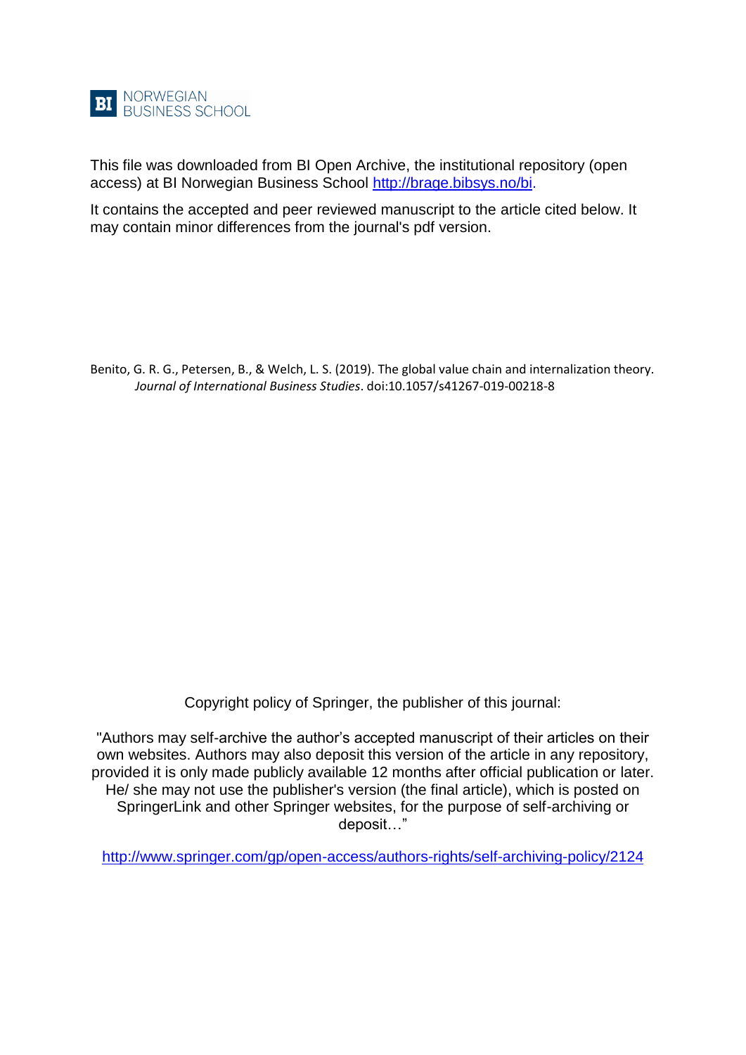BI NORWEGIAN BUSINESS SCHOOL

This file was downloaded from BI Open Archive, the institutional repository (open access) at BI Norwegian Business School http://brage.bibsys.no/bi.

It contains the accepted and peer reviewed manuscript to the article cited below. It may contain minor differences from the journal's pdf version.

Benito, G. R. G., Petersen, B., & Welch, L. S. (2019). The global value chain and internalization theory. *Journal of International Business Studies*. doi:10.1057/s41267-019-00218-8

Copyright policy of Springer, the publisher of this journal:

"Authors may self-archive the author's accepted manuscript of their articles on their own websites. Authors may also deposit this version of the article in any repository, provided it is only made publicly available 12 months after official publication or later. He/ she may not use the publisher's version (the final article), which is posted on SpringerLink and other Springer websites, for the purpose of self-archiving or deposit…"

http://www.springer.com/gp/open-access/authors-rights/self-archiving-policy/2124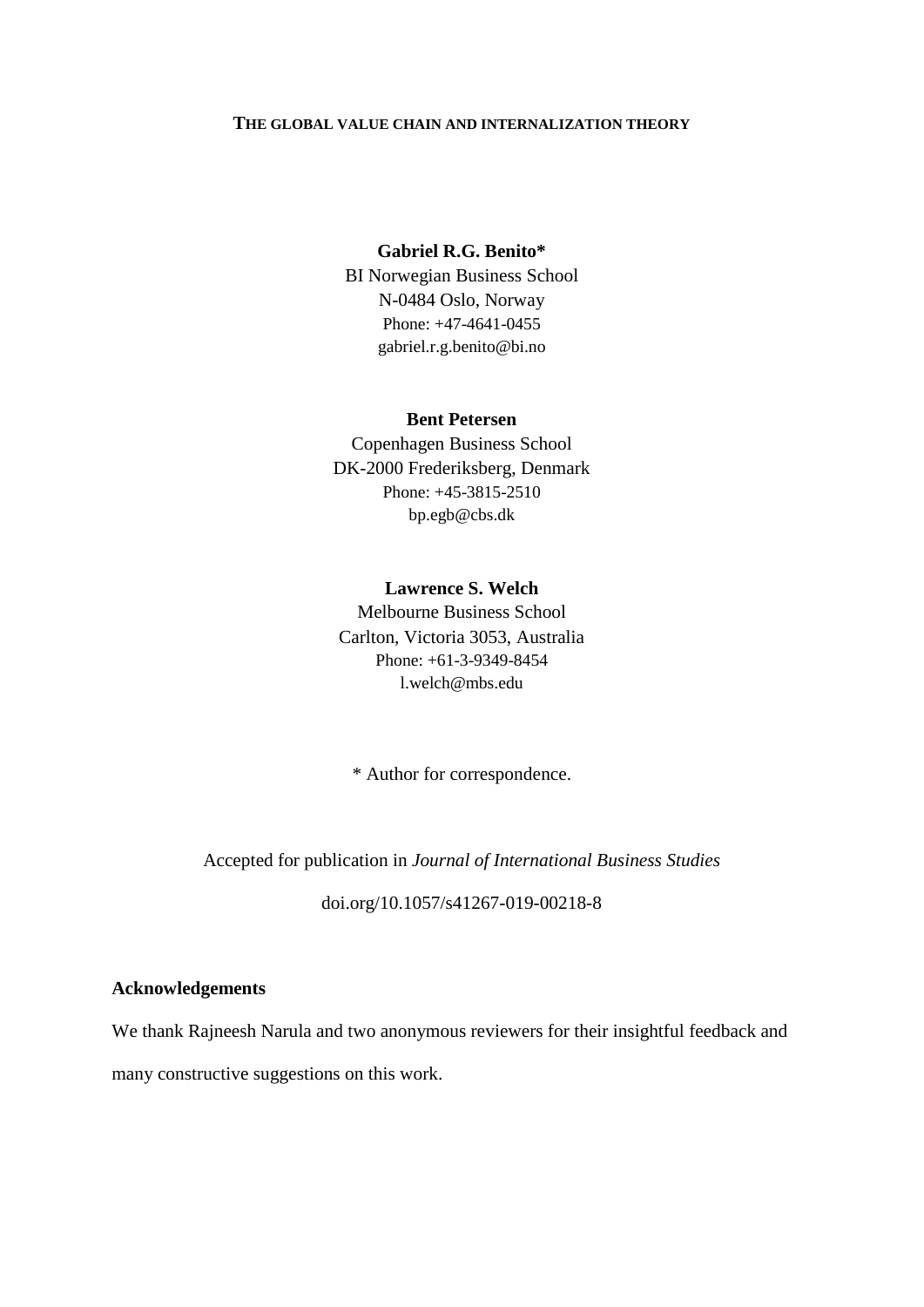**THE GLOBAL VALUE CHAIN AND INTERNALIZATION THEORY**

**Gabriel R.G. Benito***

BI Norwegian Business School

N-0484 Oslo, Norway

Phone: +47-4641-0455

gabriel.r.g.benito@bi.no

**Bent Petersen**

Copenhagen Business School

DK-2000 Frederiksberg, Denmark

Phone: +45-3815-2510

bp.egb@cbs.dk

**Lawrence S. Welch**

Melbourne Business School

Carlton, Victoria 3053, Australia

Phone: +61-3-9349-8454

l.welch@mbs.edu

* Author for correspondence.

Accepted for publication in *Journal of International Business Studies*

doi.org/10.1057/s41267-019-00218-8

**Acknowledgements**

We thank Rajneesh Narula and two anonymous reviewers for their insightful feedback and many constructive suggestions on this work.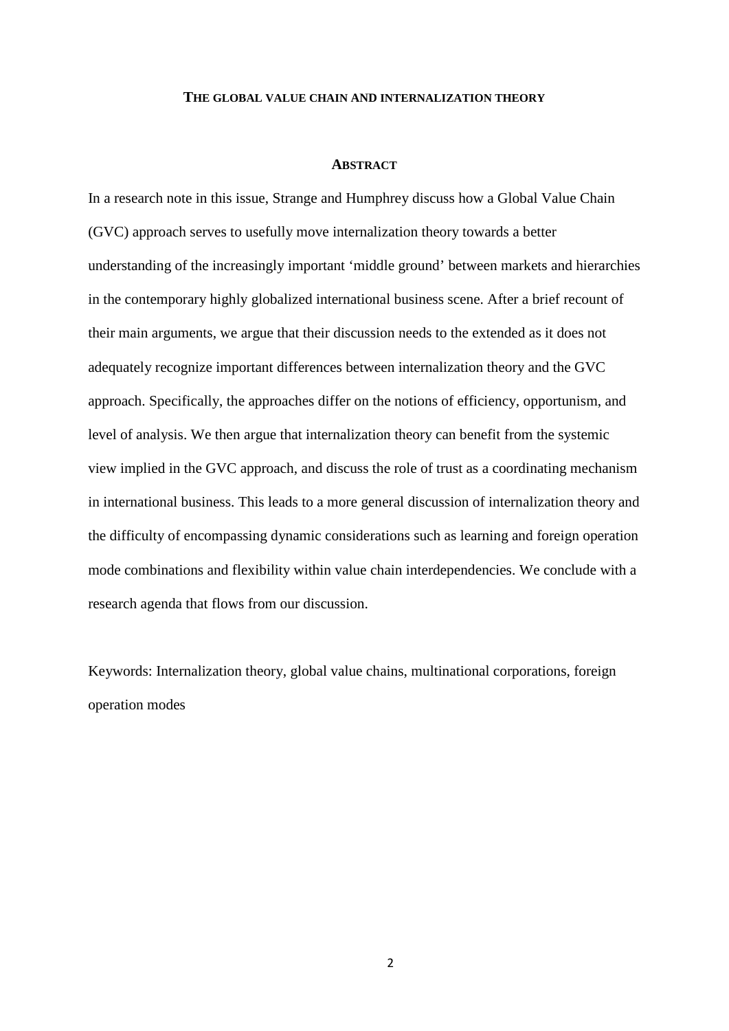**THE GLOBAL VALUE CHAIN AND INTERNALIZATION THEORY**

**ABSTRACT**

In a research note in this issue, Strange and Humphrey discuss how a Global Value Chain (GVC) approach serves to usefully move internalization theory towards a better understanding of the increasingly important 'middle ground' between markets and hierarchies in the contemporary highly globalized international business scene. After a brief recount of their main arguments, we argue that their discussion needs to the extended as it does not adequately recognize important differences between internalization theory and the GVC approach. Specifically, the approaches differ on the notions of efficiency, opportunism, and level of analysis. We then argue that internalization theory can benefit from the systemic view implied in the GVC approach, and discuss the role of trust as a coordinating mechanism in international business. This leads to a more general discussion of internalization theory and the difficulty of encompassing dynamic considerations such as learning and foreign operation mode combinations and flexibility within value chain interdependencies. We conclude with a research agenda that flows from our discussion.

Keywords: Internalization theory, global value chains, multinational corporations, foreign operation modes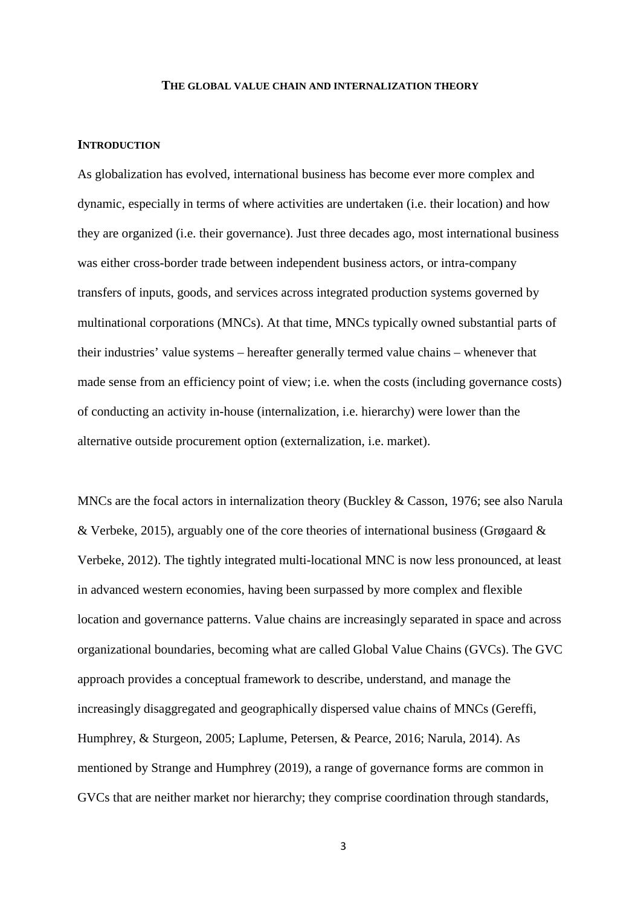# THE GLOBAL VALUE CHAIN AND INTERNALIZATION THEORY

## INTRODUCTION

As globalization has evolved, international business has become ever more complex and dynamic, especially in terms of where activities are undertaken (i.e. their location) and how they are organized (i.e. their governance). Just three decades ago, most international business was either cross-border trade between independent business actors, or intra-company transfers of inputs, goods, and services across integrated production systems governed by multinational corporations (MNCs). At that time, MNCs typically owned substantial parts of their industries' value systems – hereafter generally termed value chains – whenever that made sense from an efficiency point of view; i.e. when the costs (including governance costs) of conducting an activity in-house (internalization, i.e. hierarchy) were lower than the alternative outside procurement option (externalization, i.e. market).

MNCs are the focal actors in internalization theory (Buckley & Casson, 1976; see also Narula & Verbeke, 2015), arguably one of the core theories of international business (Grøgaard & Verbeke, 2012). The tightly integrated multi-locational MNC is now less pronounced, at least in advanced western economies, having been surpassed by more complex and flexible location and governance patterns. Value chains are increasingly separated in space and across organizational boundaries, becoming what are called Global Value Chains (GVCs). The GVC approach provides a conceptual framework to describe, understand, and manage the increasingly disaggregated and geographically dispersed value chains of MNCs (Gereffi, Humphrey, & Sturgeon, 2005; Laplume, Petersen, & Pearce, 2016; Narula, 2014). As mentioned by Strange and Humphrey (2019), a range of governance forms are common in GVCs that are neither market nor hierarchy; they comprise coordination through standards,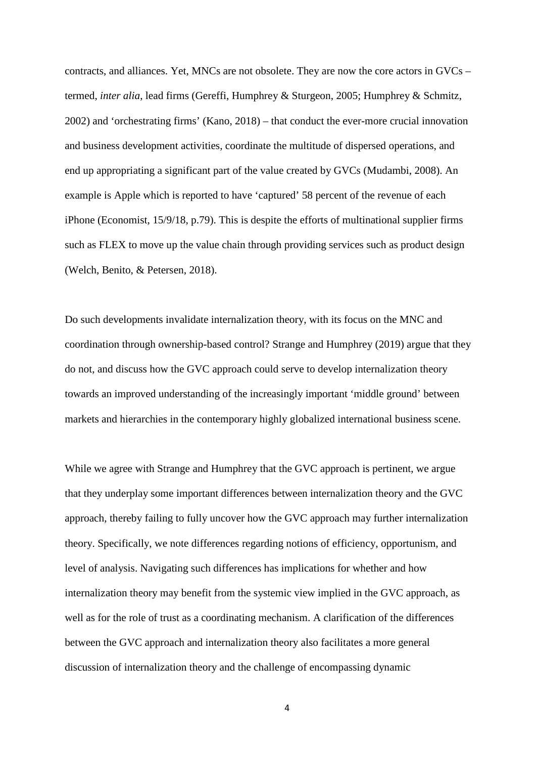contracts, and alliances. Yet, MNCs are not obsolete. They are now the core actors in GVCs – termed, *inter alia*, lead firms (Gereffi, Humphrey & Sturgeon, 2005; Humphrey & Schmitz, 2002) and 'orchestrating firms' (Kano, 2018) – that conduct the ever-more crucial innovation and business development activities, coordinate the multitude of dispersed operations, and end up appropriating a significant part of the value created by GVCs (Mudambi, 2008). An example is Apple which is reported to have 'captured' 58 percent of the revenue of each iPhone (Economist, 15/9/18, p.79). This is despite the efforts of multinational supplier firms such as FLEX to move up the value chain through providing services such as product design (Welch, Benito, & Petersen, 2018).

Do such developments invalidate internalization theory, with its focus on the MNC and coordination through ownership-based control? Strange and Humphrey (2019) argue that they do not, and discuss how the GVC approach could serve to develop internalization theory towards an improved understanding of the increasingly important 'middle ground' between markets and hierarchies in the contemporary highly globalized international business scene.

While we agree with Strange and Humphrey that the GVC approach is pertinent, we argue that they underplay some important differences between internalization theory and the GVC approach, thereby failing to fully uncover how the GVC approach may further internalization theory. Specifically, we note differences regarding notions of efficiency, opportunism, and level of analysis. Navigating such differences has implications for whether and how internalization theory may benefit from the systemic view implied in the GVC approach, as well as for the role of trust as a coordinating mechanism. A clarification of the differences between the GVC approach and internalization theory also facilitates a more general discussion of internalization theory and the challenge of encompassing dynamic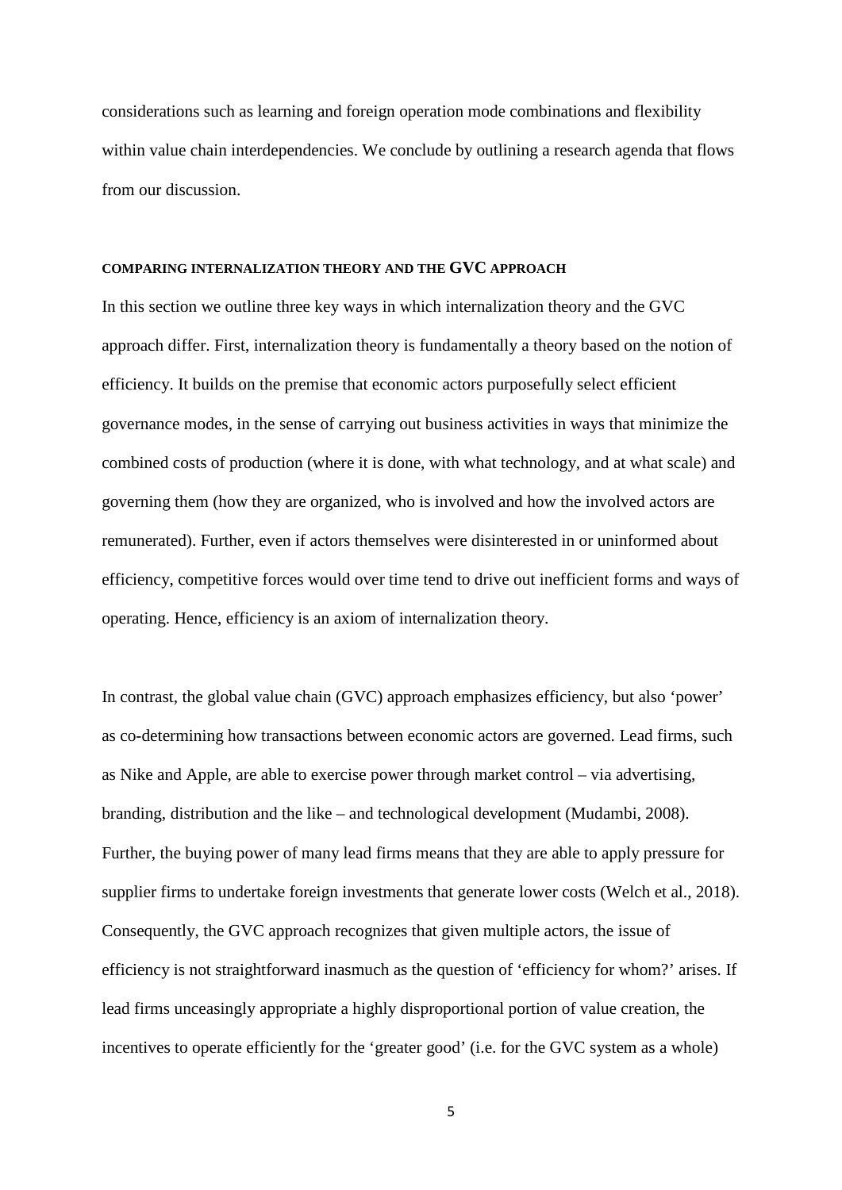considerations such as learning and foreign operation mode combinations and flexibility within value chain interdependencies. We conclude by outlining a research agenda that flows from our discussion.

## COMPARING INTERNALIZATION THEORY AND THE GVC APPROACH

In this section we outline three key ways in which internalization theory and the GVC approach differ. First, internalization theory is fundamentally a theory based on the notion of efficiency. It builds on the premise that economic actors purposefully select efficient governance modes, in the sense of carrying out business activities in ways that minimize the combined costs of production (where it is done, with what technology, and at what scale) and governing them (how they are organized, who is involved and how the involved actors are remunerated). Further, even if actors themselves were disinterested in or uninformed about efficiency, competitive forces would over time tend to drive out inefficient forms and ways of operating. Hence, efficiency is an axiom of internalization theory.

In contrast, the global value chain (GVC) approach emphasizes efficiency, but also 'power' as co-determining how transactions between economic actors are governed. Lead firms, such as Nike and Apple, are able to exercise power through market control – via advertising, branding, distribution and the like – and technological development (Mudambi, 2008). Further, the buying power of many lead firms means that they are able to apply pressure for supplier firms to undertake foreign investments that generate lower costs (Welch et al., 2018). Consequently, the GVC approach recognizes that given multiple actors, the issue of efficiency is not straightforward inasmuch as the question of 'efficiency for whom?' arises. If lead firms unceasingly appropriate a highly disproportional portion of value creation, the incentives to operate efficiently for the 'greater good' (i.e. for the GVC system as a whole)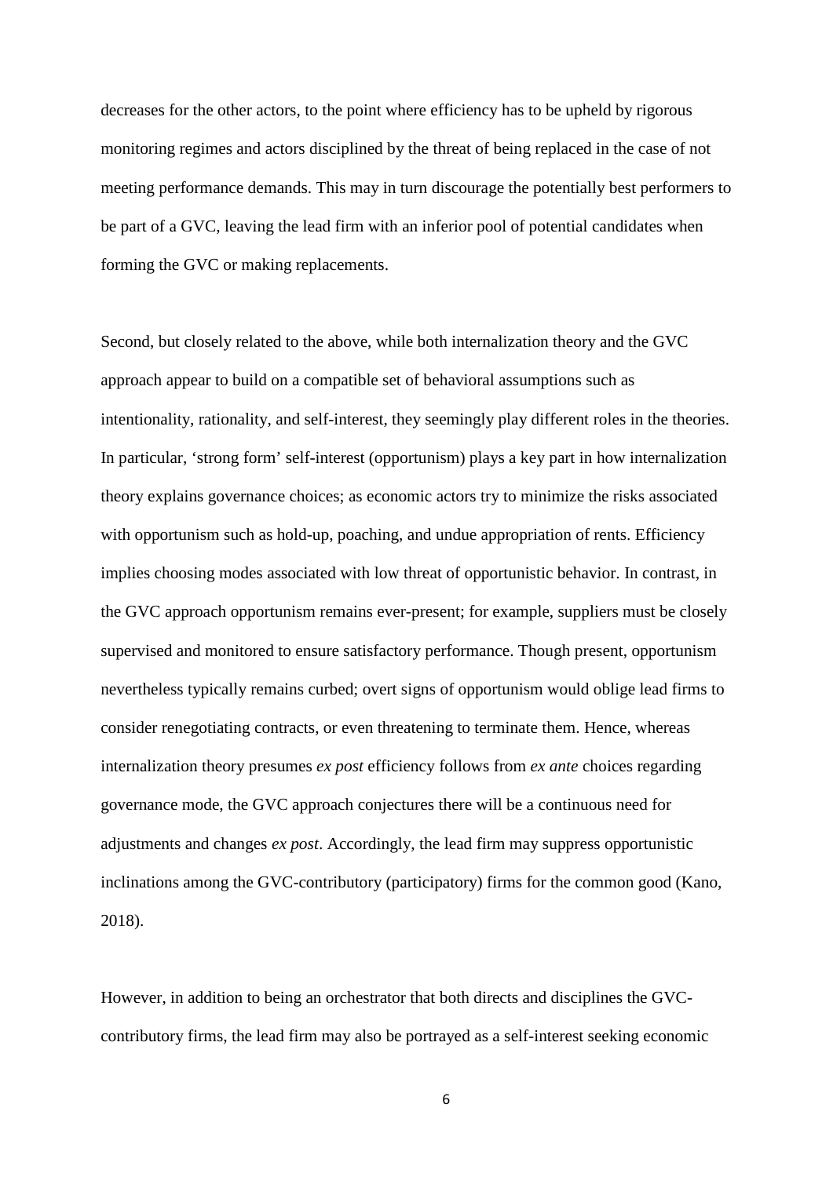decreases for the other actors, to the point where efficiency has to be upheld by rigorous monitoring regimes and actors disciplined by the threat of being replaced in the case of not meeting performance demands. This may in turn discourage the potentially best performers to be part of a GVC, leaving the lead firm with an inferior pool of potential candidates when forming the GVC or making replacements.

Second, but closely related to the above, while both internalization theory and the GVC approach appear to build on a compatible set of behavioral assumptions such as intentionality, rationality, and self-interest, they seemingly play different roles in the theories. In particular, 'strong form' self-interest (opportunism) plays a key part in how internalization theory explains governance choices; as economic actors try to minimize the risks associated with opportunism such as hold-up, poaching, and undue appropriation of rents. Efficiency implies choosing modes associated with low threat of opportunistic behavior. In contrast, in the GVC approach opportunism remains ever-present; for example, suppliers must be closely supervised and monitored to ensure satisfactory performance. Though present, opportunism nevertheless typically remains curbed; overt signs of opportunism would oblige lead firms to consider renegotiating contracts, or even threatening to terminate them. Hence, whereas internalization theory presumes *ex post* efficiency follows from *ex ante* choices regarding governance mode, the GVC approach conjectures there will be a continuous need for adjustments and changes *ex post*. Accordingly, the lead firm may suppress opportunistic inclinations among the GVC-contributory (participatory) firms for the common good (Kano, 2018).

However, in addition to being an orchestrator that both directs and disciplines the GVC-contributory firms, the lead firm may also be portrayed as a self-interest seeking economic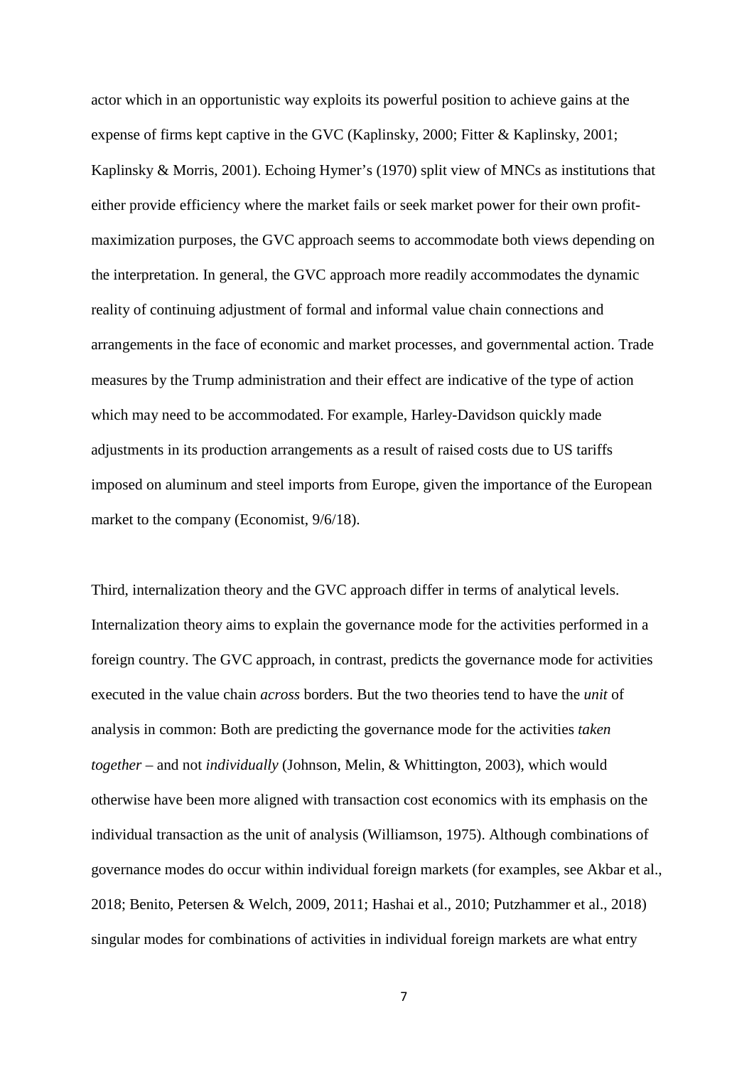actor which in an opportunistic way exploits its powerful position to achieve gains at the expense of firms kept captive in the GVC (Kaplinsky, 2000; Fitter & Kaplinsky, 2001; Kaplinsky & Morris, 2001). Echoing Hymer's (1970) split view of MNCs as institutions that either provide efficiency where the market fails or seek market power for their own profit-maximization purposes, the GVC approach seems to accommodate both views depending on the interpretation. In general, the GVC approach more readily accommodates the dynamic reality of continuing adjustment of formal and informal value chain connections and arrangements in the face of economic and market processes, and governmental action. Trade measures by the Trump administration and their effect are indicative of the type of action which may need to be accommodated. For example, Harley-Davidson quickly made adjustments in its production arrangements as a result of raised costs due to US tariffs imposed on aluminum and steel imports from Europe, given the importance of the European market to the company (Economist, 9/6/18).

Third, internalization theory and the GVC approach differ in terms of analytical levels. Internalization theory aims to explain the governance mode for the activities performed in a foreign country. The GVC approach, in contrast, predicts the governance mode for activities executed in the value chain *across* borders. But the two theories tend to have the *unit* of analysis in common: Both are predicting the governance mode for the activities *taken together* – and not *individually* (Johnson, Melin, & Whittington, 2003), which would otherwise have been more aligned with transaction cost economics with its emphasis on the individual transaction as the unit of analysis (Williamson, 1975). Although combinations of governance modes do occur within individual foreign markets (for examples, see Akbar et al., 2018; Benito, Petersen & Welch, 2009, 2011; Hashai et al., 2010; Putzhammer et al., 2018) singular modes for combinations of activities in individual foreign markets are what entry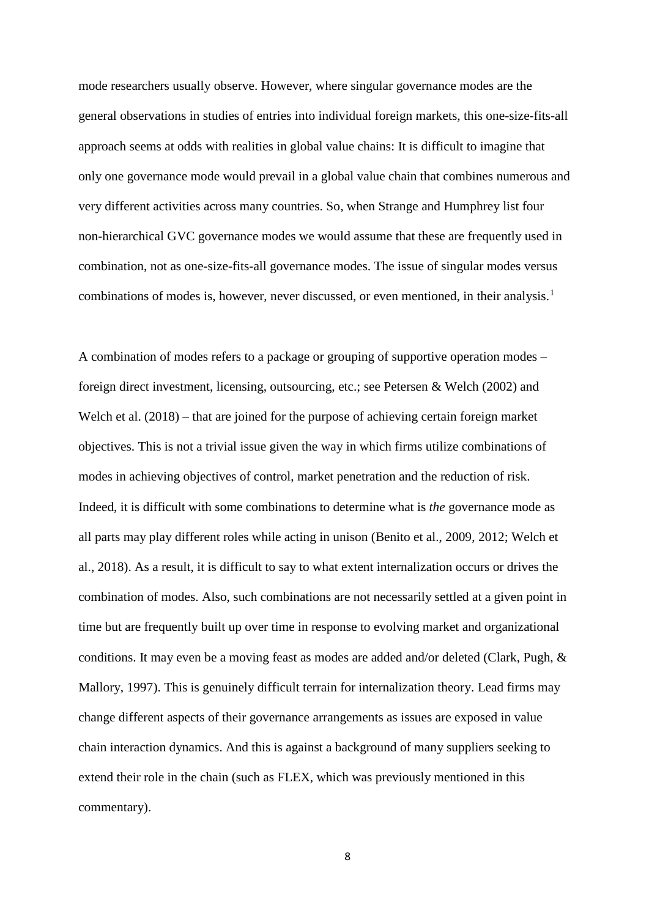mode researchers usually observe. However, where singular governance modes are the general observations in studies of entries into individual foreign markets, this one-size-fits-all approach seems at odds with realities in global value chains: It is difficult to imagine that only one governance mode would prevail in a global value chain that combines numerous and very different activities across many countries. So, when Strange and Humphrey list four non-hierarchical GVC governance modes we would assume that these are frequently used in combination, not as one-size-fits-all governance modes. The issue of singular modes versus combinations of modes is, however, never discussed, or even mentioned, in their analysis.[1]

A combination of modes refers to a package or grouping of supportive operation modes – foreign direct investment, licensing, outsourcing, etc.; see Petersen & Welch (2002) and Welch et al. (2018) – that are joined for the purpose of achieving certain foreign market objectives. This is not a trivial issue given the way in which firms utilize combinations of modes in achieving objectives of control, market penetration and the reduction of risk. Indeed, it is difficult with some combinations to determine what is *the* governance mode as all parts may play different roles while acting in unison (Benito et al., 2009, 2012; Welch et al., 2018). As a result, it is difficult to say to what extent internalization occurs or drives the combination of modes. Also, such combinations are not necessarily settled at a given point in time but are frequently built up over time in response to evolving market and organizational conditions. It may even be a moving feast as modes are added and/or deleted (Clark, Pugh, & Mallory, 1997). This is genuinely difficult terrain for internalization theory. Lead firms may change different aspects of their governance arrangements as issues are exposed in value chain interaction dynamics. And this is against a background of many suppliers seeking to extend their role in the chain (such as FLEX, which was previously mentioned in this commentary).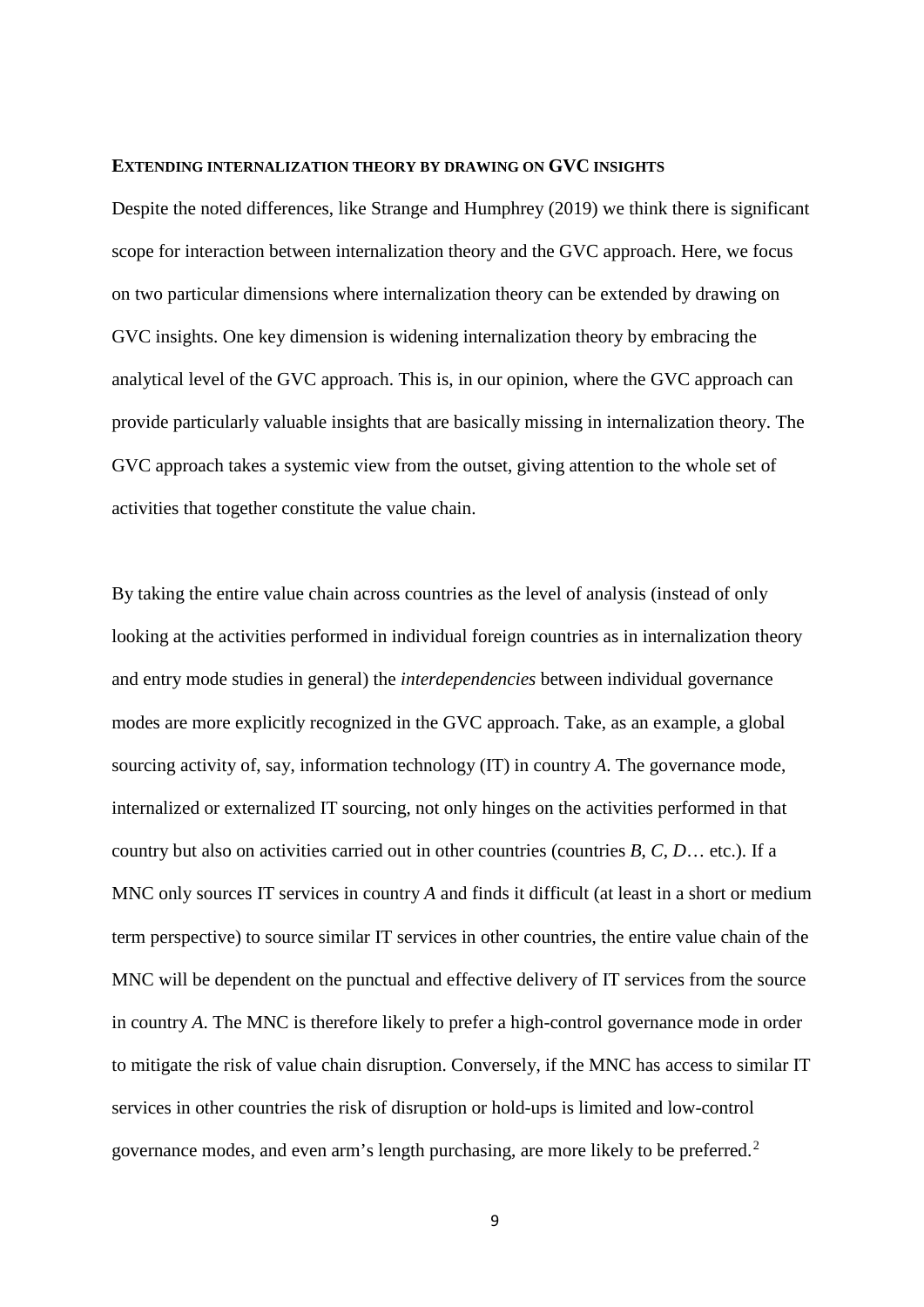## EXTENDING INTERNALIZATION THEORY BY DRAWING ON GVC INSIGHTS

Despite the noted differences, like Strange and Humphrey (2019) we think there is significant scope for interaction between internalization theory and the GVC approach. Here, we focus on two particular dimensions where internalization theory can be extended by drawing on GVC insights. One key dimension is widening internalization theory by embracing the analytical level of the GVC approach. This is, in our opinion, where the GVC approach can provide particularly valuable insights that are basically missing in internalization theory. The GVC approach takes a systemic view from the outset, giving attention to the whole set of activities that together constitute the value chain.

By taking the entire value chain across countries as the level of analysis (instead of only looking at the activities performed in individual foreign countries as in internalization theory and entry mode studies in general) the *interdependencies* between individual governance modes are more explicitly recognized in the GVC approach. Take, as an example, a global sourcing activity of, say, information technology (IT) in country *A*. The governance mode, internalized or externalized IT sourcing, not only hinges on the activities performed in that country but also on activities carried out in other countries (countries *B*, *C*, *D*… etc.). If a MNC only sources IT services in country *A* and finds it difficult (at least in a short or medium term perspective) to source similar IT services in other countries, the entire value chain of the MNC will be dependent on the punctual and effective delivery of IT services from the source in country *A*. The MNC is therefore likely to prefer a high-control governance mode in order to mitigate the risk of value chain disruption. Conversely, if the MNC has access to similar IT services in other countries the risk of disruption or hold-ups is limited and low-control governance modes, and even arm's length purchasing, are more likely to be preferred.[2]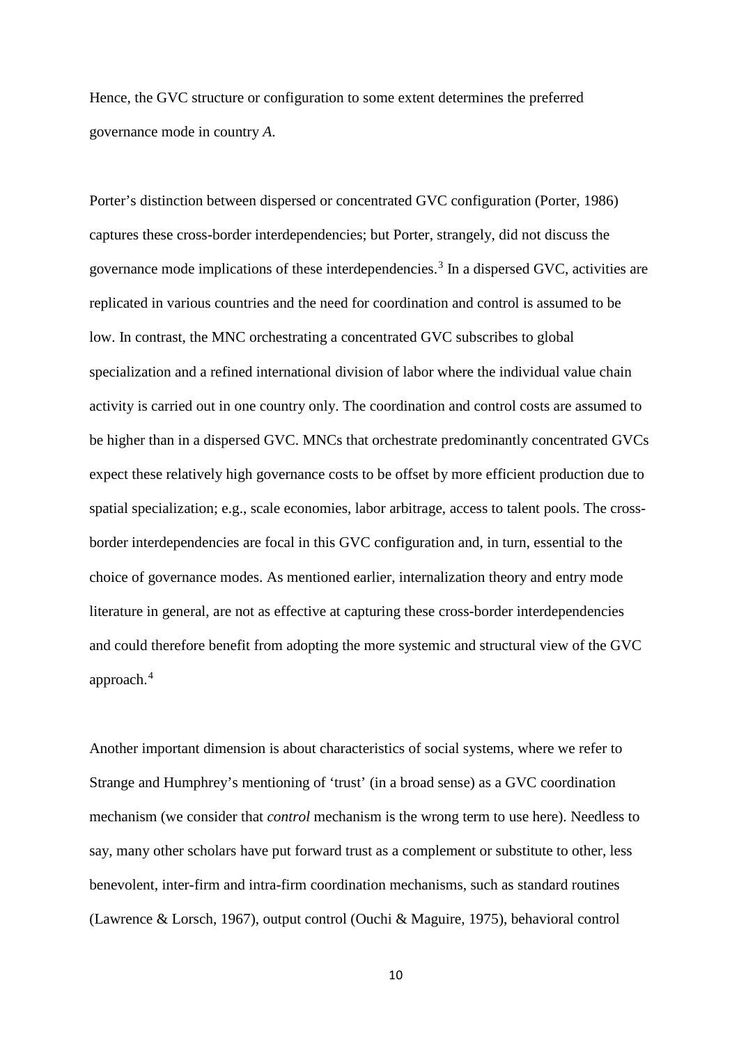Hence, the GVC structure or configuration to some extent determines the preferred governance mode in country *A*.

Porter's distinction between dispersed or concentrated GVC configuration (Porter, 1986) captures these cross-border interdependencies; but Porter, strangely, did not discuss the governance mode implications of these interdependencies.[3] In a dispersed GVC, activities are replicated in various countries and the need for coordination and control is assumed to be low. In contrast, the MNC orchestrating a concentrated GVC subscribes to global specialization and a refined international division of labor where the individual value chain activity is carried out in one country only. The coordination and control costs are assumed to be higher than in a dispersed GVC. MNCs that orchestrate predominantly concentrated GVCs expect these relatively high governance costs to be offset by more efficient production due to spatial specialization; e.g., scale economies, labor arbitrage, access to talent pools. The cross-border interdependencies are focal in this GVC configuration and, in turn, essential to the choice of governance modes. As mentioned earlier, internalization theory and entry mode literature in general, are not as effective at capturing these cross-border interdependencies and could therefore benefit from adopting the more systemic and structural view of the GVC approach.[4]

Another important dimension is about characteristics of social systems, where we refer to Strange and Humphrey's mentioning of 'trust' (in a broad sense) as a GVC coordination mechanism (we consider that *control* mechanism is the wrong term to use here). Needless to say, many other scholars have put forward trust as a complement or substitute to other, less benevolent, inter-firm and intra-firm coordination mechanisms, such as standard routines (Lawrence & Lorsch, 1967), output control (Ouchi & Maguire, 1975), behavioral control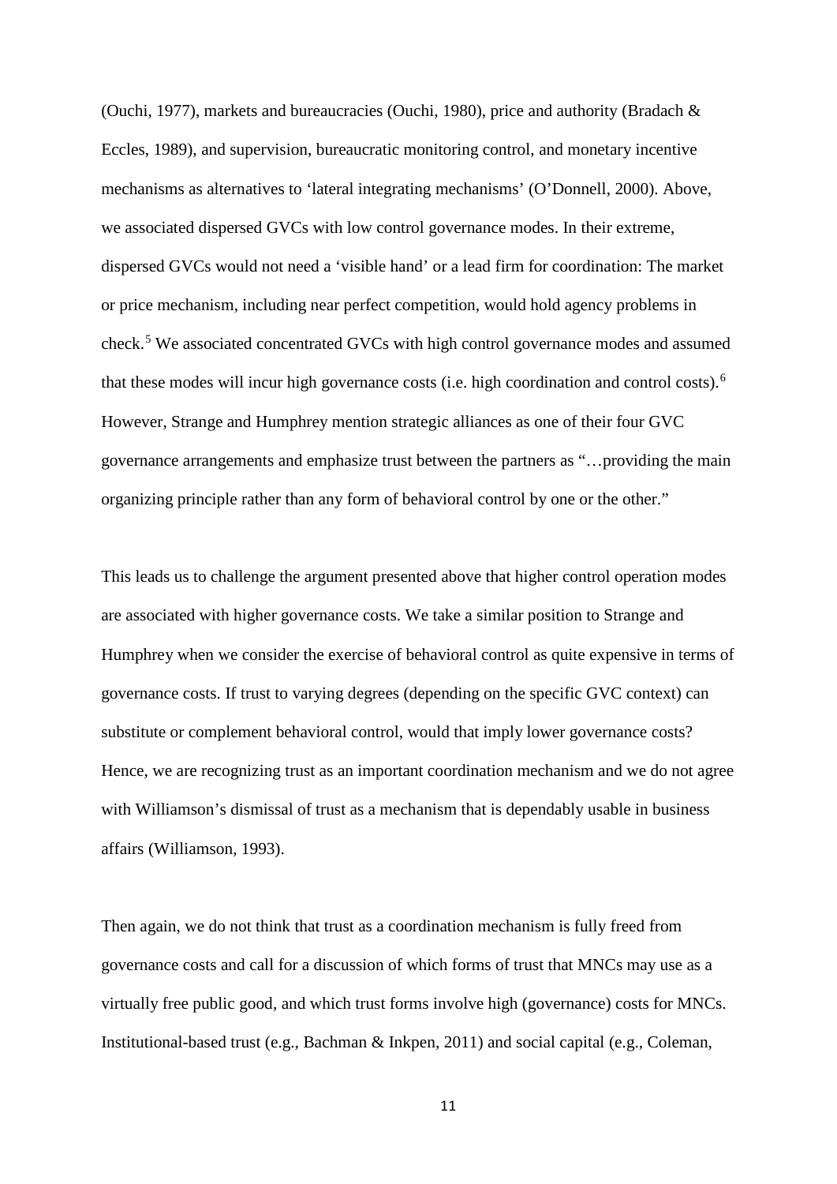(Ouchi, 1977), markets and bureaucracies (Ouchi, 1980), price and authority (Bradach & Eccles, 1989), and supervision, bureaucratic monitoring control, and monetary incentive mechanisms as alternatives to 'lateral integrating mechanisms' (O'Donnell, 2000). Above, we associated dispersed GVCs with low control governance modes. In their extreme, dispersed GVCs would not need a 'visible hand' or a lead firm for coordination: The market or price mechanism, including near perfect competition, would hold agency problems in check.[5] We associated concentrated GVCs with high control governance modes and assumed that these modes will incur high governance costs (i.e. high coordination and control costs).[6] However, Strange and Humphrey mention strategic alliances as one of their four GVC governance arrangements and emphasize trust between the partners as "…providing the main organizing principle rather than any form of behavioral control by one or the other."

This leads us to challenge the argument presented above that higher control operation modes are associated with higher governance costs. We take a similar position to Strange and Humphrey when we consider the exercise of behavioral control as quite expensive in terms of governance costs. If trust to varying degrees (depending on the specific GVC context) can substitute or complement behavioral control, would that imply lower governance costs? Hence, we are recognizing trust as an important coordination mechanism and we do not agree with Williamson's dismissal of trust as a mechanism that is dependably usable in business affairs (Williamson, 1993).

Then again, we do not think that trust as a coordination mechanism is fully freed from governance costs and call for a discussion of which forms of trust that MNCs may use as a virtually free public good, and which trust forms involve high (governance) costs for MNCs. Institutional-based trust (e.g., Bachman & Inkpen, 2011) and social capital (e.g., Coleman,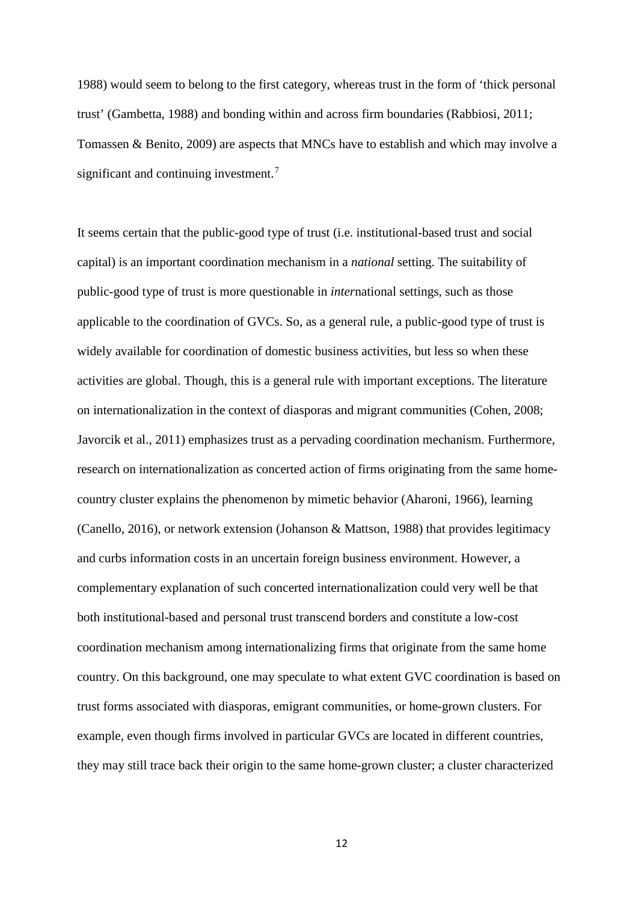1988) would seem to belong to the first category, whereas trust in the form of 'thick personal trust' (Gambetta, 1988) and bonding within and across firm boundaries (Rabbiosi, 2011; Tomassen & Benito, 2009) are aspects that MNCs have to establish and which may involve a significant and continuing investment.[7]

It seems certain that the public-good type of trust (i.e. institutional-based trust and social capital) is an important coordination mechanism in a *national* setting. The suitability of public-good type of trust is more questionable in *inter*national settings, such as those applicable to the coordination of GVCs. So, as a general rule, a public-good type of trust is widely available for coordination of domestic business activities, but less so when these activities are global. Though, this is a general rule with important exceptions. The literature on internationalization in the context of diasporas and migrant communities (Cohen, 2008; Javorcik et al., 2011) emphasizes trust as a pervading coordination mechanism. Furthermore, research on internationalization as concerted action of firms originating from the same home-country cluster explains the phenomenon by mimetic behavior (Aharoni, 1966), learning (Canello, 2016), or network extension (Johanson & Mattson, 1988) that provides legitimacy and curbs information costs in an uncertain foreign business environment. However, a complementary explanation of such concerted internationalization could very well be that both institutional-based and personal trust transcend borders and constitute a low-cost coordination mechanism among internationalizing firms that originate from the same home country. On this background, one may speculate to what extent GVC coordination is based on trust forms associated with diasporas, emigrant communities, or home-grown clusters. For example, even though firms involved in particular GVCs are located in different countries, they may still trace back their origin to the same home-grown cluster; a cluster characterized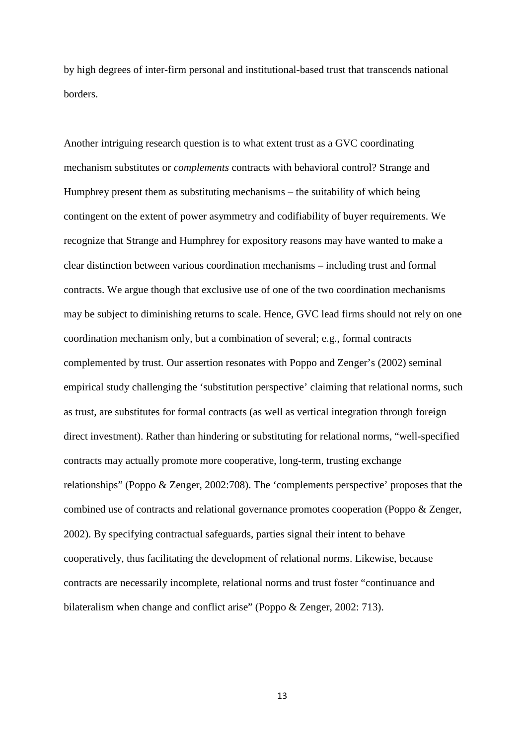by high degrees of inter-firm personal and institutional-based trust that transcends national borders.

Another intriguing research question is to what extent trust as a GVC coordinating mechanism substitutes or *complements* contracts with behavioral control? Strange and Humphrey present them as substituting mechanisms – the suitability of which being contingent on the extent of power asymmetry and codifiability of buyer requirements. We recognize that Strange and Humphrey for expository reasons may have wanted to make a clear distinction between various coordination mechanisms – including trust and formal contracts. We argue though that exclusive use of one of the two coordination mechanisms may be subject to diminishing returns to scale. Hence, GVC lead firms should not rely on one coordination mechanism only, but a combination of several; e.g., formal contracts complemented by trust. Our assertion resonates with Poppo and Zenger's (2002) seminal empirical study challenging the 'substitution perspective' claiming that relational norms, such as trust, are substitutes for formal contracts (as well as vertical integration through foreign direct investment). Rather than hindering or substituting for relational norms, "well-specified contracts may actually promote more cooperative, long-term, trusting exchange relationships" (Poppo & Zenger, 2002:708). The 'complements perspective' proposes that the combined use of contracts and relational governance promotes cooperation (Poppo & Zenger, 2002). By specifying contractual safeguards, parties signal their intent to behave cooperatively, thus facilitating the development of relational norms. Likewise, because contracts are necessarily incomplete, relational norms and trust foster "continuance and bilateralism when change and conflict arise" (Poppo & Zenger, 2002: 713).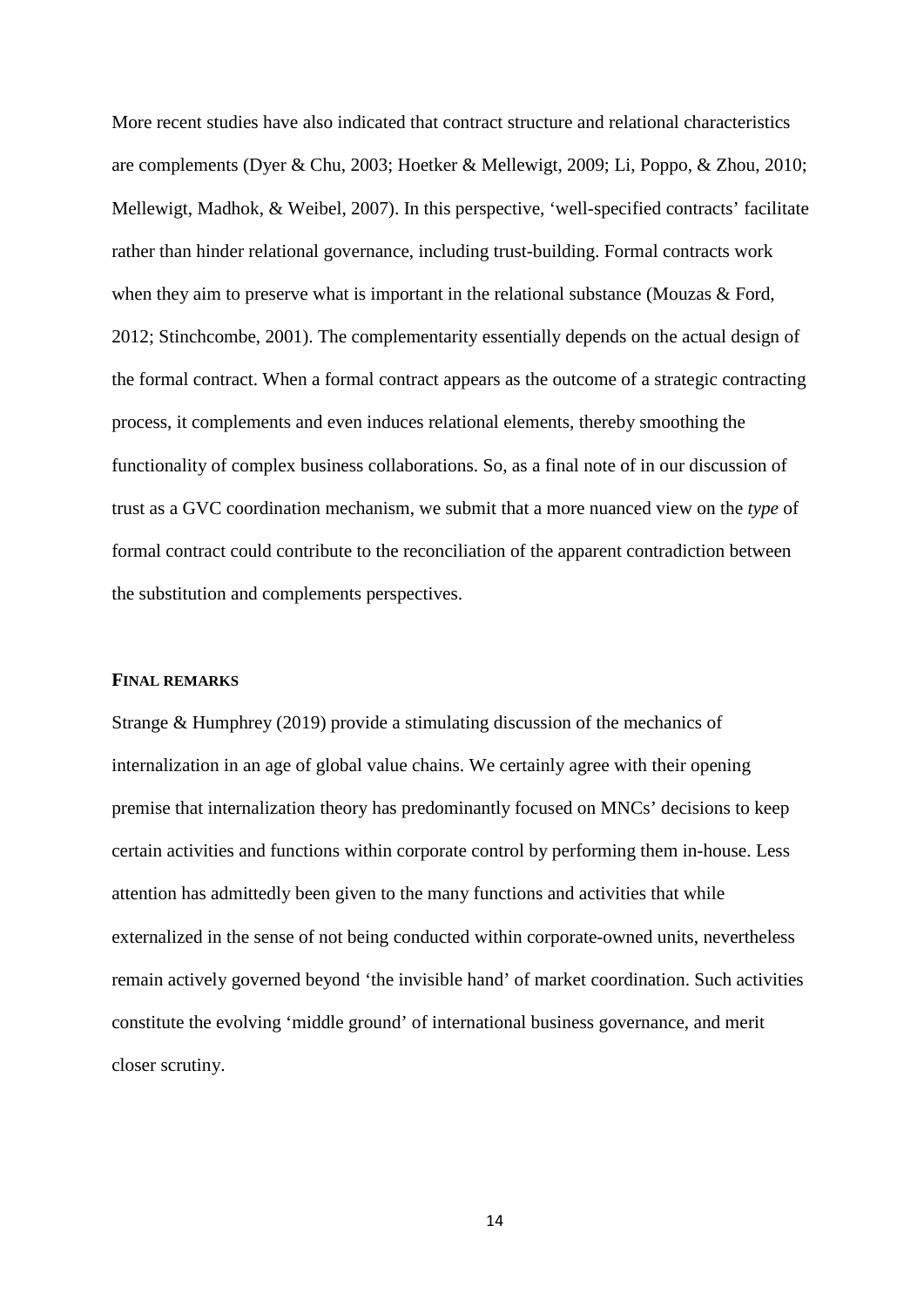More recent studies have also indicated that contract structure and relational characteristics are complements (Dyer & Chu, 2003; Hoetker & Mellewigt, 2009; Li, Poppo, & Zhou, 2010; Mellewigt, Madhok, & Weibel, 2007). In this perspective, 'well-specified contracts' facilitate rather than hinder relational governance, including trust-building. Formal contracts work when they aim to preserve what is important in the relational substance (Mouzas & Ford, 2012; Stinchcombe, 2001). The complementarity essentially depends on the actual design of the formal contract. When a formal contract appears as the outcome of a strategic contracting process, it complements and even induces relational elements, thereby smoothing the functionality of complex business collaborations. So, as a final note of in our discussion of trust as a GVC coordination mechanism, we submit that a more nuanced view on the *type* of formal contract could contribute to the reconciliation of the apparent contradiction between the substitution and complements perspectives.

## FINAL REMARKS

Strange & Humphrey (2019) provide a stimulating discussion of the mechanics of internalization in an age of global value chains. We certainly agree with their opening premise that internalization theory has predominantly focused on MNCs' decisions to keep certain activities and functions within corporate control by performing them in-house. Less attention has admittedly been given to the many functions and activities that while externalized in the sense of not being conducted within corporate-owned units, nevertheless remain actively governed beyond 'the invisible hand' of market coordination. Such activities constitute the evolving 'middle ground' of international business governance, and merit closer scrutiny.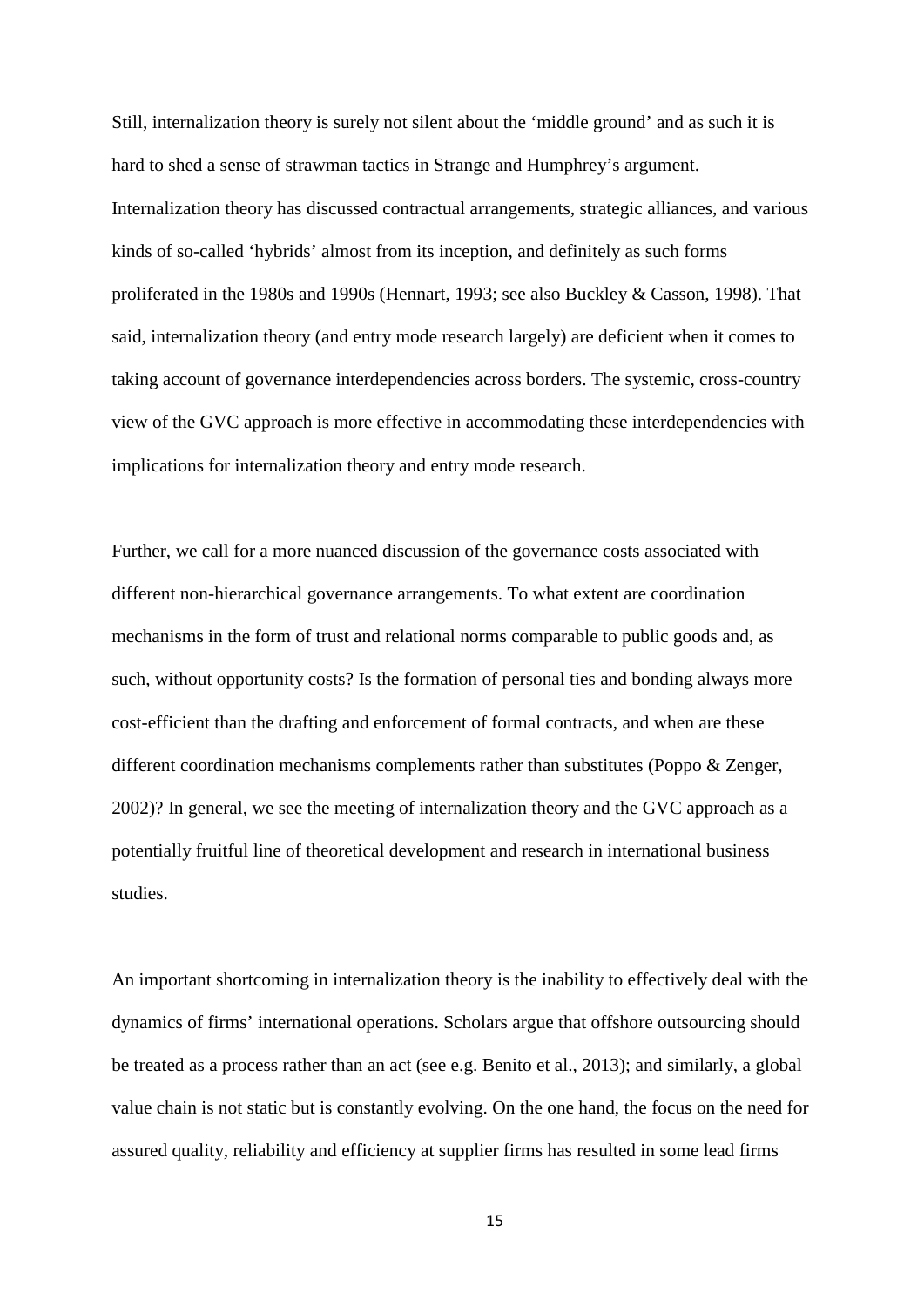Still, internalization theory is surely not silent about the 'middle ground' and as such it is hard to shed a sense of strawman tactics in Strange and Humphrey's argument. Internalization theory has discussed contractual arrangements, strategic alliances, and various kinds of so-called 'hybrids' almost from its inception, and definitely as such forms proliferated in the 1980s and 1990s (Hennart, 1993; see also Buckley & Casson, 1998). That said, internalization theory (and entry mode research largely) are deficient when it comes to taking account of governance interdependencies across borders. The systemic, cross-country view of the GVC approach is more effective in accommodating these interdependencies with implications for internalization theory and entry mode research.

Further, we call for a more nuanced discussion of the governance costs associated with different non-hierarchical governance arrangements. To what extent are coordination mechanisms in the form of trust and relational norms comparable to public goods and, as such, without opportunity costs? Is the formation of personal ties and bonding always more cost-efficient than the drafting and enforcement of formal contracts, and when are these different coordination mechanisms complements rather than substitutes (Poppo & Zenger, 2002)? In general, we see the meeting of internalization theory and the GVC approach as a potentially fruitful line of theoretical development and research in international business studies.

An important shortcoming in internalization theory is the inability to effectively deal with the dynamics of firms' international operations. Scholars argue that offshore outsourcing should be treated as a process rather than an act (see e.g. Benito et al., 2013); and similarly, a global value chain is not static but is constantly evolving. On the one hand, the focus on the need for assured quality, reliability and efficiency at supplier firms has resulted in some lead firms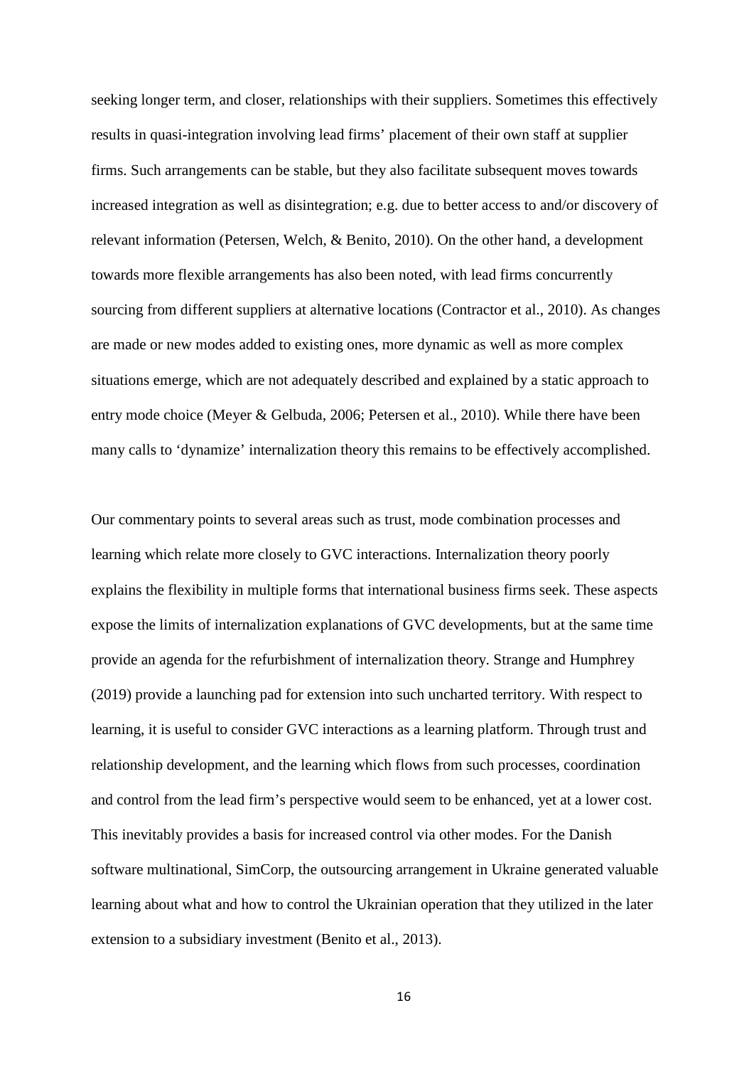seeking longer term, and closer, relationships with their suppliers. Sometimes this effectively results in quasi-integration involving lead firms' placement of their own staff at supplier firms. Such arrangements can be stable, but they also facilitate subsequent moves towards increased integration as well as disintegration; e.g. due to better access to and/or discovery of relevant information (Petersen, Welch, & Benito, 2010). On the other hand, a development towards more flexible arrangements has also been noted, with lead firms concurrently sourcing from different suppliers at alternative locations (Contractor et al., 2010). As changes are made or new modes added to existing ones, more dynamic as well as more complex situations emerge, which are not adequately described and explained by a static approach to entry mode choice (Meyer & Gelbuda, 2006; Petersen et al., 2010). While there have been many calls to 'dynamize' internalization theory this remains to be effectively accomplished.

Our commentary points to several areas such as trust, mode combination processes and learning which relate more closely to GVC interactions. Internalization theory poorly explains the flexibility in multiple forms that international business firms seek. These aspects expose the limits of internalization explanations of GVC developments, but at the same time provide an agenda for the refurbishment of internalization theory. Strange and Humphrey (2019) provide a launching pad for extension into such uncharted territory. With respect to learning, it is useful to consider GVC interactions as a learning platform. Through trust and relationship development, and the learning which flows from such processes, coordination and control from the lead firm's perspective would seem to be enhanced, yet at a lower cost. This inevitably provides a basis for increased control via other modes. For the Danish software multinational, SimCorp, the outsourcing arrangement in Ukraine generated valuable learning about what and how to control the Ukrainian operation that they utilized in the later extension to a subsidiary investment (Benito et al., 2013).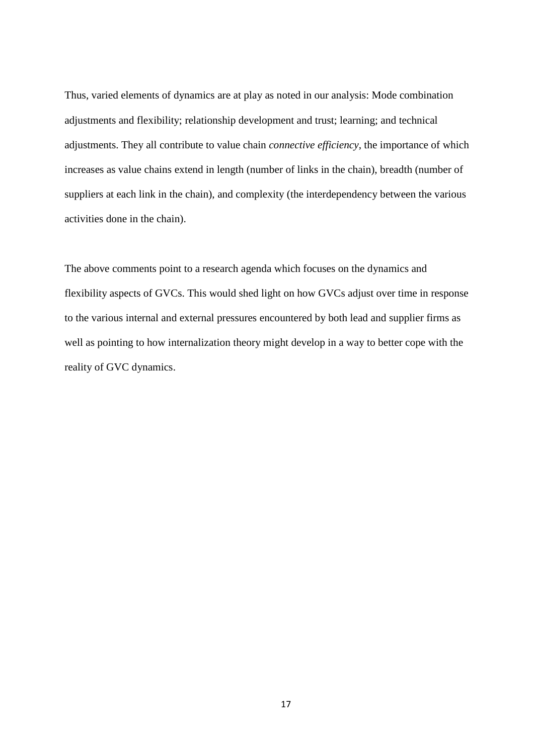Thus, varied elements of dynamics are at play as noted in our analysis: Mode combination adjustments and flexibility; relationship development and trust; learning; and technical adjustments. They all contribute to value chain *connective efficiency*, the importance of which increases as value chains extend in length (number of links in the chain), breadth (number of suppliers at each link in the chain), and complexity (the interdependency between the various activities done in the chain).

The above comments point to a research agenda which focuses on the dynamics and flexibility aspects of GVCs. This would shed light on how GVCs adjust over time in response to the various internal and external pressures encountered by both lead and supplier firms as well as pointing to how internalization theory might develop in a way to better cope with the reality of GVC dynamics.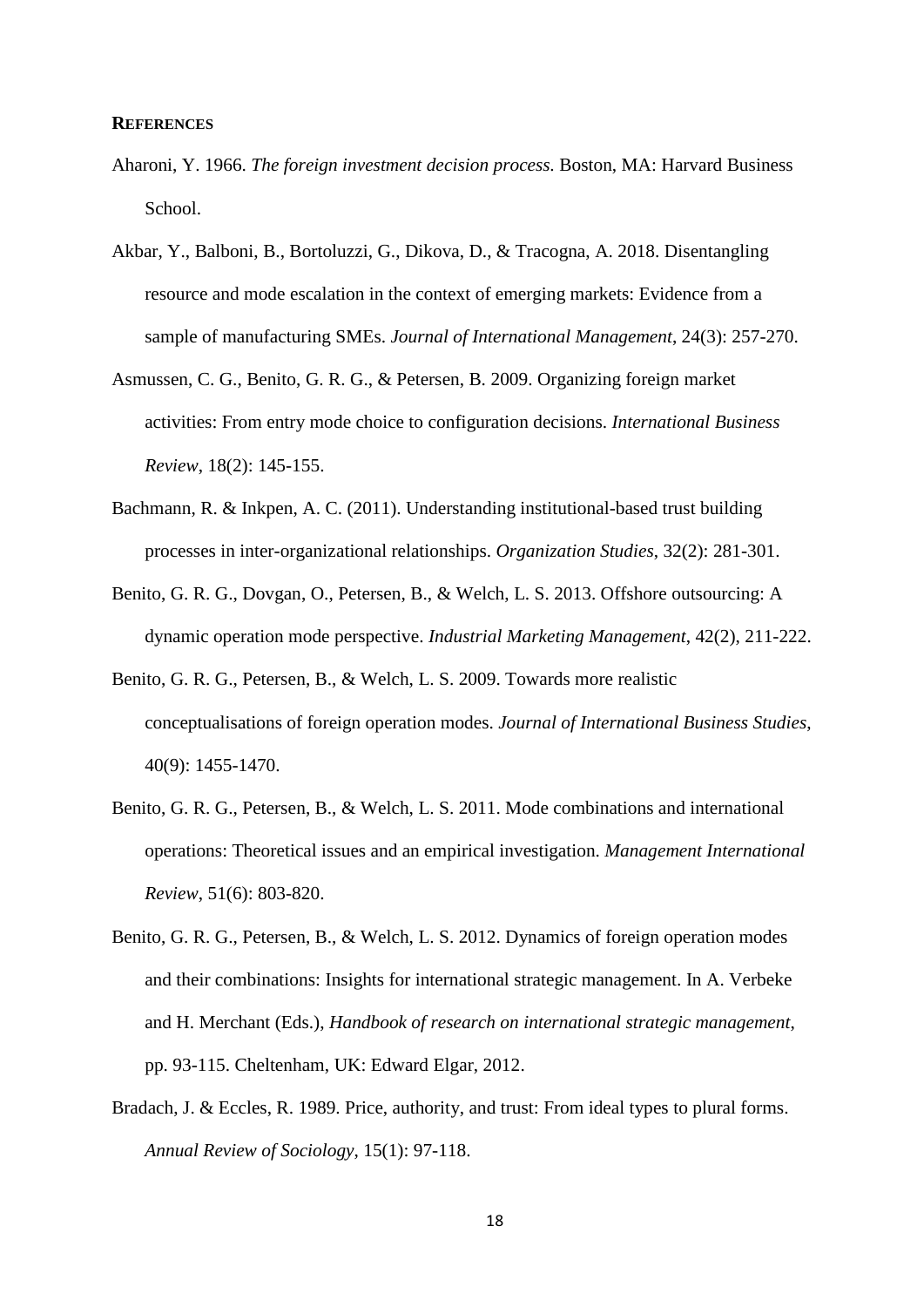## REFERENCES

Aharoni, Y. 1966. *The foreign investment decision process.* Boston, MA: Harvard Business School.

Akbar, Y., Balboni, B., Bortoluzzi, G., Dikova, D., & Tracogna, A. 2018. Disentangling resource and mode escalation in the context of emerging markets: Evidence from a sample of manufacturing SMEs. *Journal of International Management*, 24(3): 257-270.

Asmussen, C. G., Benito, G. R. G., & Petersen, B. 2009. Organizing foreign market activities: From entry mode choice to configuration decisions. *International Business Review*, 18(2): 145-155.

Bachmann, R. & Inkpen, A. C. (2011). Understanding institutional-based trust building processes in inter-organizational relationships. *Organization Studies*, 32(2): 281-301.

Benito, G. R. G., Dovgan, O., Petersen, B., & Welch, L. S. 2013. Offshore outsourcing: A dynamic operation mode perspective. *Industrial Marketing Management*, 42(2), 211-222.

Benito, G. R. G., Petersen, B., & Welch, L. S. 2009. Towards more realistic conceptualisations of foreign operation modes. *Journal of International Business Studies*, 40(9): 1455-1470.

Benito, G. R. G., Petersen, B., & Welch, L. S. 2011. Mode combinations and international operations: Theoretical issues and an empirical investigation. *Management International Review*, 51(6): 803-820.

Benito, G. R. G., Petersen, B., & Welch, L. S. 2012. Dynamics of foreign operation modes and their combinations: Insights for international strategic management. In A. Verbeke and H. Merchant (Eds.), *Handbook of research on international strategic management*, pp. 93-115. Cheltenham, UK: Edward Elgar, 2012.

Bradach, J. & Eccles, R. 1989. Price, authority, and trust: From ideal types to plural forms. *Annual Review of Sociology*, 15(1): 97-118.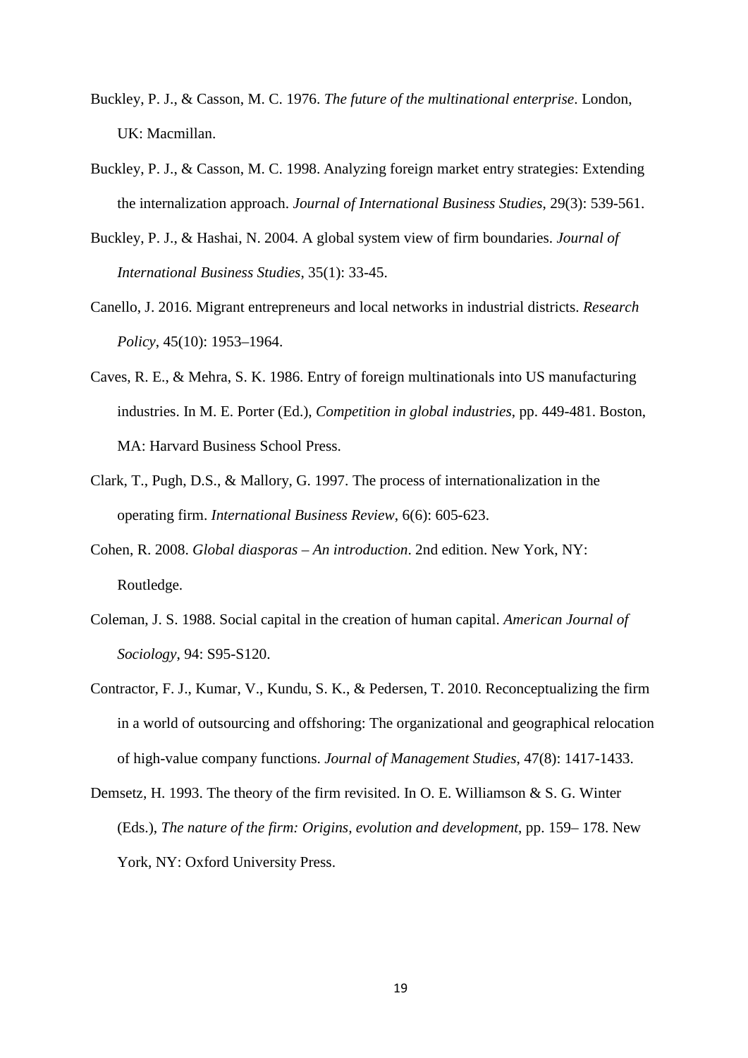Buckley, P. J., & Casson, M. C. 1976. *The future of the multinational enterprise*. London, UK: Macmillan.

Buckley, P. J., & Casson, M. C. 1998. Analyzing foreign market entry strategies: Extending the internalization approach. *Journal of International Business Studies*, 29(3): 539-561.

Buckley, P. J., & Hashai, N. 2004. A global system view of firm boundaries. *Journal of International Business Studies*, 35(1): 33-45.

Canello, J. 2016. Migrant entrepreneurs and local networks in industrial districts. *Research Policy*, 45(10): 1953–1964.

Caves, R. E., & Mehra, S. K. 1986. Entry of foreign multinationals into US manufacturing industries. In M. E. Porter (Ed.), *Competition in global industries*, pp. 449-481. Boston, MA: Harvard Business School Press.

Clark, T., Pugh, D.S., & Mallory, G. 1997. The process of internationalization in the operating firm. *International Business Review*, 6(6): 605-623.

Cohen, R. 2008. *Global diasporas – An introduction*. 2nd edition. New York, NY: Routledge.

Coleman, J. S. 1988. Social capital in the creation of human capital. *American Journal of Sociology*, 94: S95-S120.

Contractor, F. J., Kumar, V., Kundu, S. K., & Pedersen, T. 2010. Reconceptualizing the firm in a world of outsourcing and offshoring: The organizational and geographical relocation of high-value company functions. *Journal of Management Studies*, 47(8): 1417-1433.

Demsetz, H. 1993. The theory of the firm revisited. In O. E. Williamson & S. G. Winter (Eds.), *The nature of the firm: Origins, evolution and development*, pp. 159– 178. New York, NY: Oxford University Press.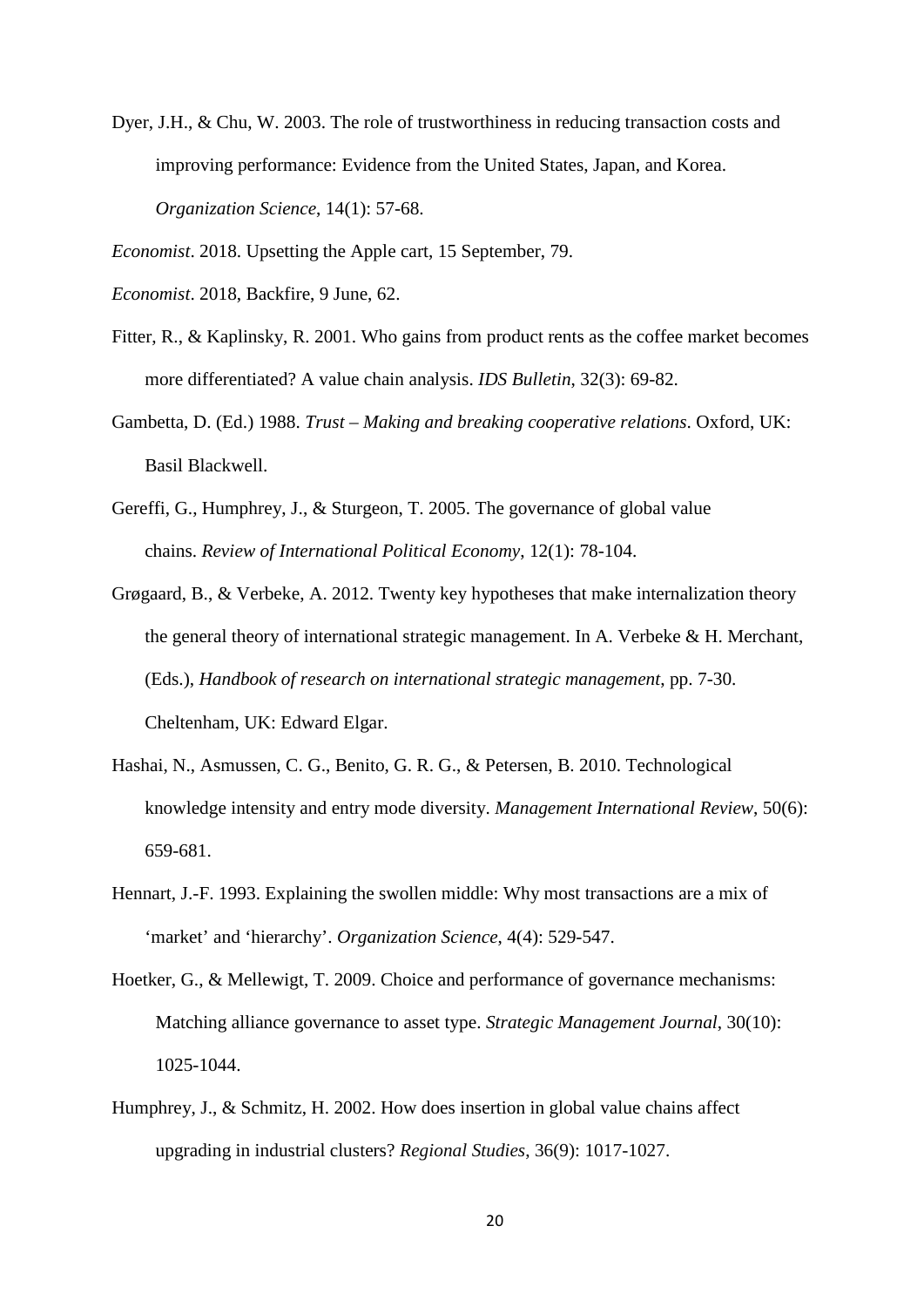Dyer, J.H., & Chu, W. 2003. The role of trustworthiness in reducing transaction costs and improving performance: Evidence from the United States, Japan, and Korea. *Organization Science*, 14(1): 57-68.

*Economist*. 2018. Upsetting the Apple cart, 15 September, 79.

*Economist*. 2018, Backfire, 9 June, 62.

Fitter, R., & Kaplinsky, R. 2001. Who gains from product rents as the coffee market becomes more differentiated? A value chain analysis. *IDS Bulletin*, 32(3): 69-82.

Gambetta, D. (Ed.) 1988. *Trust – Making and breaking cooperative relations*. Oxford, UK: Basil Blackwell.

Gereffi, G., Humphrey, J., & Sturgeon, T. 2005. The governance of global value chains. *Review of International Political Economy*, 12(1): 78-104.

Grøgaard, B., & Verbeke, A. 2012. Twenty key hypotheses that make internalization theory the general theory of international strategic management. In A. Verbeke & H. Merchant, (Eds.), *Handbook of research on international strategic management*, pp. 7-30. Cheltenham, UK: Edward Elgar.

Hashai, N., Asmussen, C. G., Benito, G. R. G., & Petersen, B. 2010. Technological knowledge intensity and entry mode diversity. *Management International Review*, 50(6): 659-681.

Hennart, J.-F. 1993. Explaining the swollen middle: Why most transactions are a mix of 'market' and 'hierarchy'. *Organization Science*, 4(4): 529-547.

Hoetker, G., & Mellewigt, T. 2009. Choice and performance of governance mechanisms: Matching alliance governance to asset type. *Strategic Management Journal*, 30(10): 1025-1044.

Humphrey, J., & Schmitz, H. 2002. How does insertion in global value chains affect upgrading in industrial clusters? *Regional Studies*, 36(9): 1017-1027.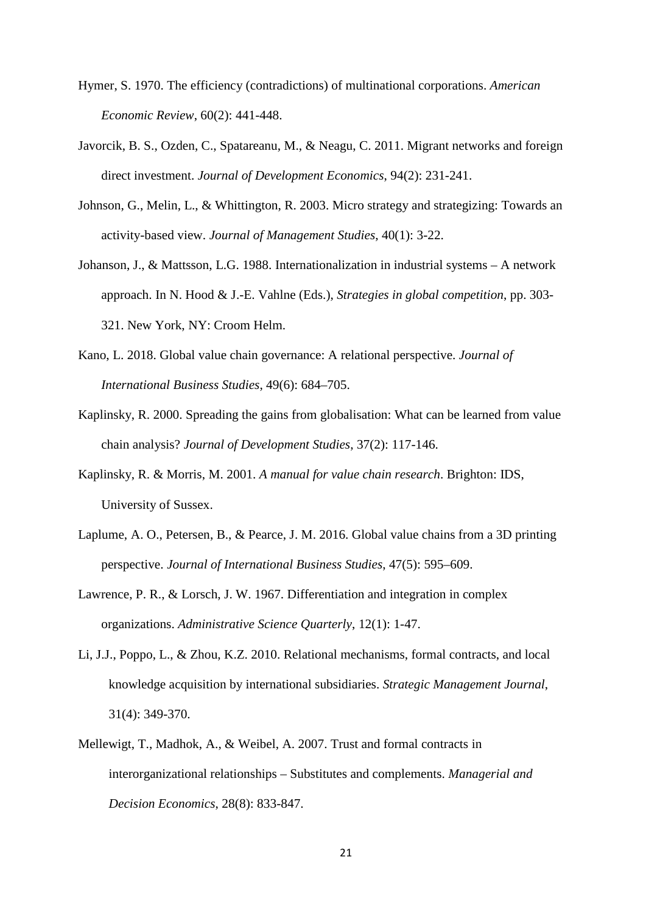Hymer, S. 1970. The efficiency (contradictions) of multinational corporations. *American Economic Review*, 60(2): 441-448.

Javorcik, B. S., Ozden, C., Spatareanu, M., & Neagu, C. 2011. Migrant networks and foreign direct investment. *Journal of Development Economics*, 94(2): 231-241.

Johnson, G., Melin, L., & Whittington, R. 2003. Micro strategy and strategizing: Towards an activity-based view. *Journal of Management Studies*, 40(1): 3-22.

Johanson, J., & Mattsson, L.G. 1988. Internationalization in industrial systems – A network approach. In N. Hood & J.-E. Vahlne (Eds.), *Strategies in global competition*, pp. 303-321. New York, NY: Croom Helm.

Kano, L. 2018. Global value chain governance: A relational perspective. *Journal of International Business Studies*, 49(6): 684–705.

Kaplinsky, R. 2000. Spreading the gains from globalisation: What can be learned from value chain analysis? *Journal of Development Studies*, 37(2): 117-146.

Kaplinsky, R. & Morris, M. 2001. *A manual for value chain research*. Brighton: IDS, University of Sussex.

Laplume, A. O., Petersen, B., & Pearce, J. M. 2016. Global value chains from a 3D printing perspective. *Journal of International Business Studies*, 47(5): 595–609.

Lawrence, P. R., & Lorsch, J. W. 1967. Differentiation and integration in complex organizations. *Administrative Science Quarterly*, 12(1): 1-47.

Li, J.J., Poppo, L., & Zhou, K.Z. 2010. Relational mechanisms, formal contracts, and local knowledge acquisition by international subsidiaries. *Strategic Management Journal*, 31(4): 349-370.

Mellewigt, T., Madhok, A., & Weibel, A. 2007. Trust and formal contracts in interorganizational relationships – Substitutes and complements. *Managerial and Decision Economics*, 28(8): 833-847.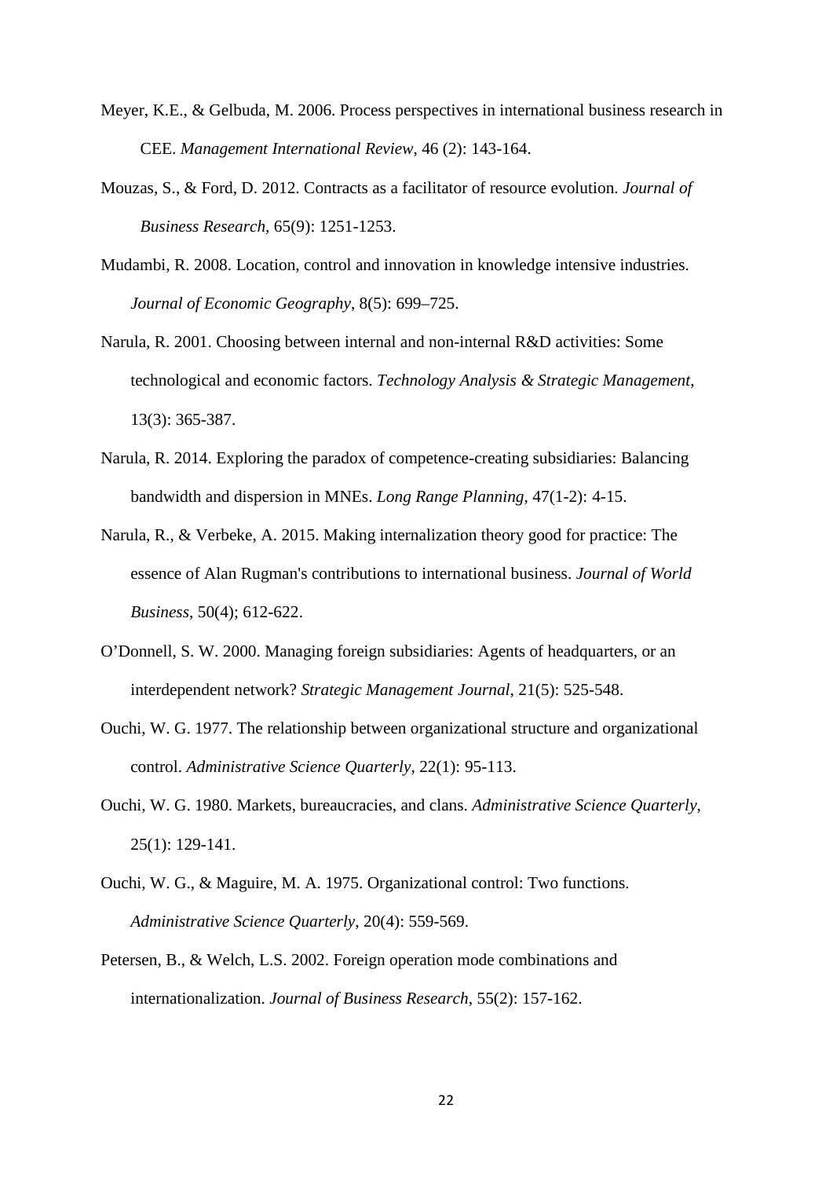Meyer, K.E., & Gelbuda, M. 2006. Process perspectives in international business research in CEE. *Management International Review*, 46 (2): 143-164.

Mouzas, S., & Ford, D. 2012. Contracts as a facilitator of resource evolution. *Journal of Business Research*, 65(9): 1251-1253.

Mudambi, R. 2008. Location, control and innovation in knowledge intensive industries. *Journal of Economic Geography*, 8(5): 699–725.

Narula, R. 2001. Choosing between internal and non-internal R&D activities: Some technological and economic factors. *Technology Analysis & Strategic Management*, 13(3): 365-387.

Narula, R. 2014. Exploring the paradox of competence-creating subsidiaries: Balancing bandwidth and dispersion in MNEs. *Long Range Planning*, 47(1-2): 4-15.

Narula, R., & Verbeke, A. 2015. Making internalization theory good for practice: The essence of Alan Rugman's contributions to international business. *Journal of World Business*, 50(4); 612-622.

O'Donnell, S. W. 2000. Managing foreign subsidiaries: Agents of headquarters, or an interdependent network? *Strategic Management Journal*, 21(5): 525-548.

Ouchi, W. G. 1977. The relationship between organizational structure and organizational control. *Administrative Science Quarterly*, 22(1): 95-113.

Ouchi, W. G. 1980. Markets, bureaucracies, and clans. *Administrative Science Quarterly*, 25(1): 129-141.

Ouchi, W. G., & Maguire, M. A. 1975. Organizational control: Two functions. *Administrative Science Quarterly*, 20(4): 559-569.

Petersen, B., & Welch, L.S. 2002. Foreign operation mode combinations and internationalization. *Journal of Business Research*, 55(2): 157-162.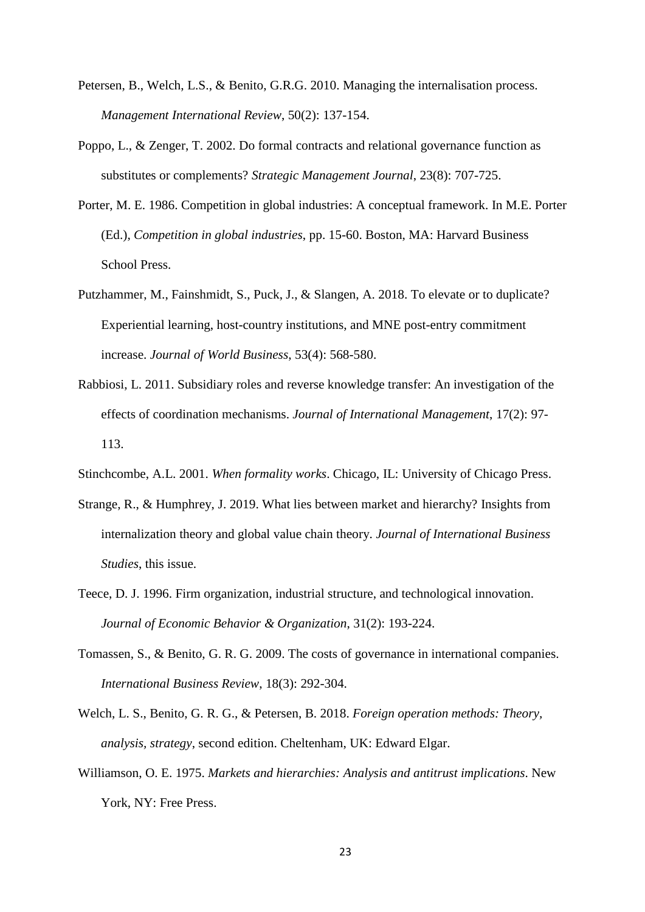Petersen, B., Welch, L.S., & Benito, G.R.G. 2010. Managing the internalisation process. *Management International Review*, 50(2): 137-154.

Poppo, L., & Zenger, T. 2002. Do formal contracts and relational governance function as substitutes or complements? *Strategic Management Journal*, 23(8): 707-725.

Porter, M. E. 1986. Competition in global industries: A conceptual framework. In M.E. Porter (Ed.), *Competition in global industries*, pp. 15-60. Boston, MA: Harvard Business School Press.

Putzhammer, M., Fainshmidt, S., Puck, J., & Slangen, A. 2018. To elevate or to duplicate? Experiential learning, host-country institutions, and MNE post-entry commitment increase. *Journal of World Business*, 53(4): 568-580.

Rabbiosi, L. 2011. Subsidiary roles and reverse knowledge transfer: An investigation of the effects of coordination mechanisms. *Journal of International Management*, 17(2): 97-113.

Stinchcombe, A.L. 2001. *When formality works*. Chicago, IL: University of Chicago Press.

Strange, R., & Humphrey, J. 2019. What lies between market and hierarchy? Insights from internalization theory and global value chain theory. *Journal of International Business Studies*, this issue.

Teece, D. J. 1996. Firm organization, industrial structure, and technological innovation. *Journal of Economic Behavior & Organization*, 31(2): 193-224.

Tomassen, S., & Benito, G. R. G. 2009. The costs of governance in international companies. *International Business Review*, 18(3): 292-304.

Welch, L. S., Benito, G. R. G., & Petersen, B. 2018. *Foreign operation methods: Theory, analysis, strategy*, second edition. Cheltenham, UK: Edward Elgar.

Williamson, O. E. 1975. *Markets and hierarchies: Analysis and antitrust implications*. New York, NY: Free Press.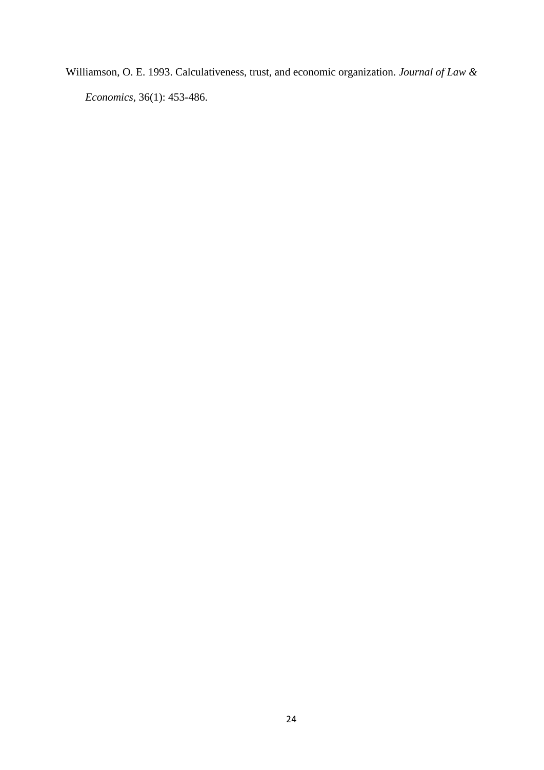Williamson, O. E. 1993. Calculativeness, trust, and economic organization. *Journal of Law & Economics*, 36(1): 453-486.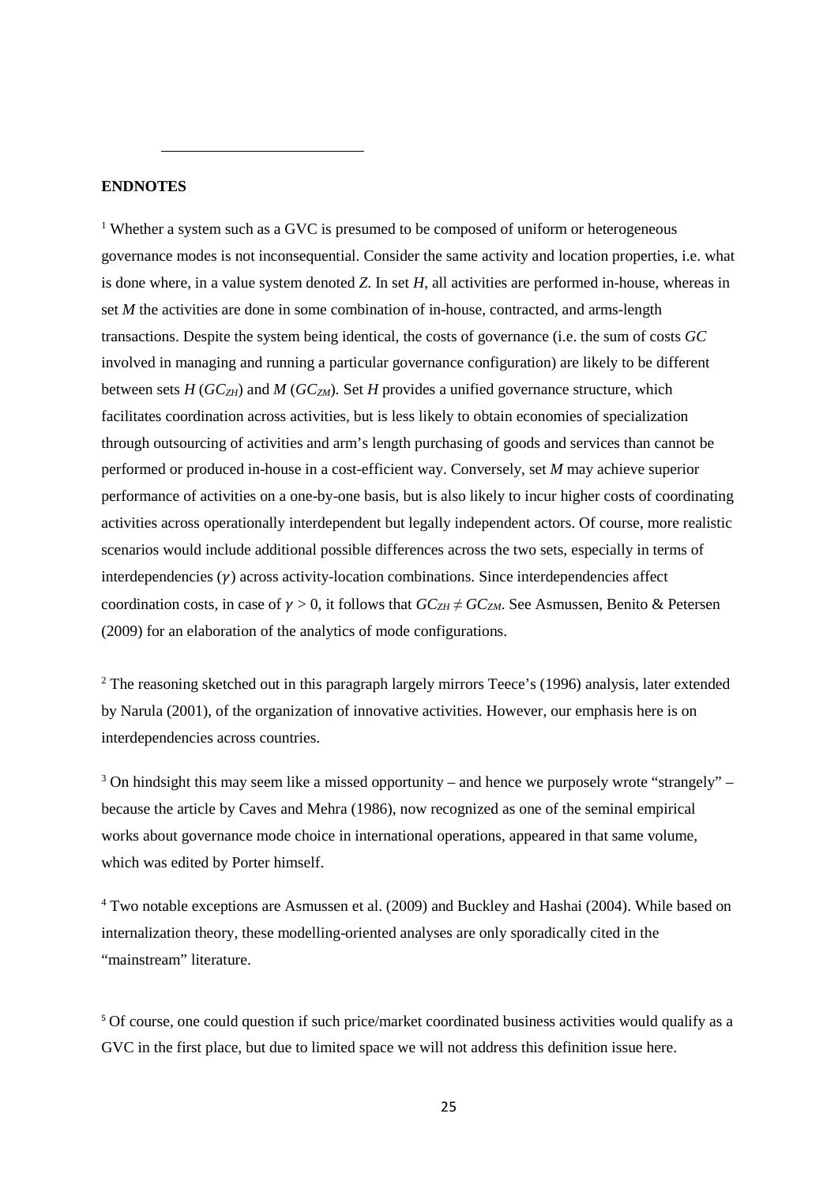## ENDNOTES

[1] Whether a system such as a GVC is presumed to be composed of uniform or heterogeneous governance modes is not inconsequential. Consider the same activity and location properties, i.e. what is done where, in a value system denoted *Z*. In set *H*, all activities are performed in-house, whereas in set *M* the activities are done in some combination of in-house, contracted, and arms-length transactions. Despite the system being identical, the costs of governance (i.e. the sum of costs *GC* involved in managing and running a particular governance configuration) are likely to be different between sets *H* ($GC_{ZH}$) and *M* ($GC_{ZM}$). Set *H* provides a unified governance structure, which facilitates coordination across activities, but is less likely to obtain economies of specialization through outsourcing of activities and arm's length purchasing of goods and services than cannot be performed or produced in-house in a cost-efficient way. Conversely, set *M* may achieve superior performance of activities on a one-by-one basis, but is also likely to incur higher costs of coordinating activities across operationally interdependent but legally independent actors. Of course, more realistic scenarios would include additional possible differences across the two sets, especially in terms of interdependencies ($\gamma$) across activity-location combinations. Since interdependencies affect coordination costs, in case of $\gamma > 0$, it follows that $GC_{ZH} \neq GC_{ZM}$. See Asmussen, Benito & Petersen (2009) for an elaboration of the analytics of mode configurations.

[2] The reasoning sketched out in this paragraph largely mirrors Teece's (1996) analysis, later extended by Narula (2001), of the organization of innovative activities. However, our emphasis here is on interdependencies across countries.

[3] On hindsight this may seem like a missed opportunity – and hence we purposely wrote "strangely" – because the article by Caves and Mehra (1986), now recognized as one of the seminal empirical works about governance mode choice in international operations, appeared in that same volume, which was edited by Porter himself.

[4] Two notable exceptions are Asmussen et al. (2009) and Buckley and Hashai (2004). While based on internalization theory, these modelling-oriented analyses are only sporadically cited in the "mainstream" literature.

[5] Of course, one could question if such price/market coordinated business activities would qualify as a GVC in the first place, but due to limited space we will not address this definition issue here.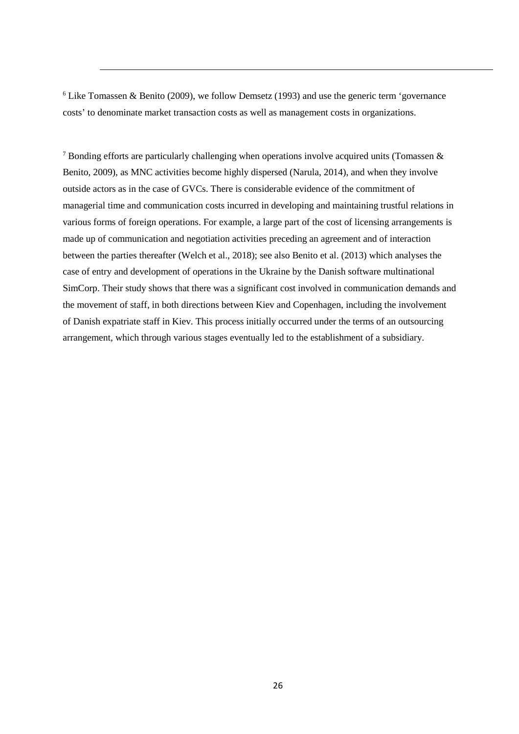[6] Like Tomassen & Benito (2009), we follow Demsetz (1993) and use the generic term 'governance costs' to denominate market transaction costs as well as management costs in organizations.

[7] Bonding efforts are particularly challenging when operations involve acquired units (Tomassen & Benito, 2009), as MNC activities become highly dispersed (Narula, 2014), and when they involve outside actors as in the case of GVCs. There is considerable evidence of the commitment of managerial time and communication costs incurred in developing and maintaining trustful relations in various forms of foreign operations. For example, a large part of the cost of licensing arrangements is made up of communication and negotiation activities preceding an agreement and of interaction between the parties thereafter (Welch et al., 2018); see also Benito et al. (2013) which analyses the case of entry and development of operations in the Ukraine by the Danish software multinational SimCorp. Their study shows that there was a significant cost involved in communication demands and the movement of staff, in both directions between Kiev and Copenhagen, including the involvement of Danish expatriate staff in Kiev. This process initially occurred under the terms of an outsourcing arrangement, which through various stages eventually led to the establishment of a subsidiary.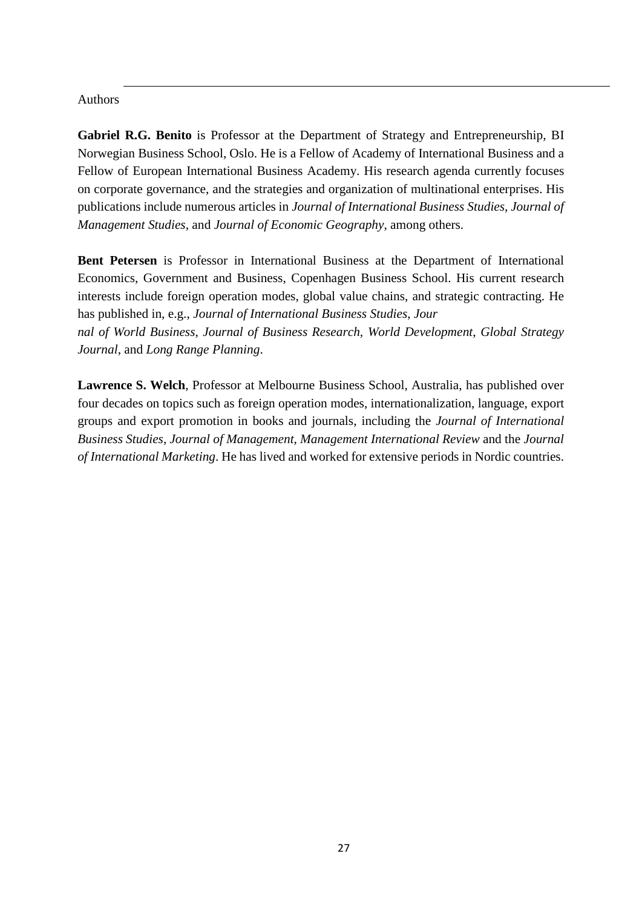Authors

**Gabriel R.G. Benito** is Professor at the Department of Strategy and Entrepreneurship, BI Norwegian Business School, Oslo. He is a Fellow of Academy of International Business and a Fellow of European International Business Academy. His research agenda currently focuses on corporate governance, and the strategies and organization of multinational enterprises. His publications include numerous articles in *Journal of International Business Studies*, *Journal of Management Studies*, and *Journal of Economic Geography*, among others.

**Bent Petersen** is Professor in International Business at the Department of International Economics, Government and Business, Copenhagen Business School. His current research interests include foreign operation modes, global value chains, and strategic contracting. He has published in, e.g., *Journal of International Business Studies*, *Journal of World Business*, *Journal of Business Research*, *World Development*, *Global Strategy Journal*, and *Long Range Planning*.

**Lawrence S. Welch**, Professor at Melbourne Business School, Australia, has published over four decades on topics such as foreign operation modes, internationalization, language, export groups and export promotion in books and journals, including the *Journal of International Business Studies*, *Journal of Management*, *Management International Review* and the *Journal of International Marketing*. He has lived and worked for extensive periods in Nordic countries.